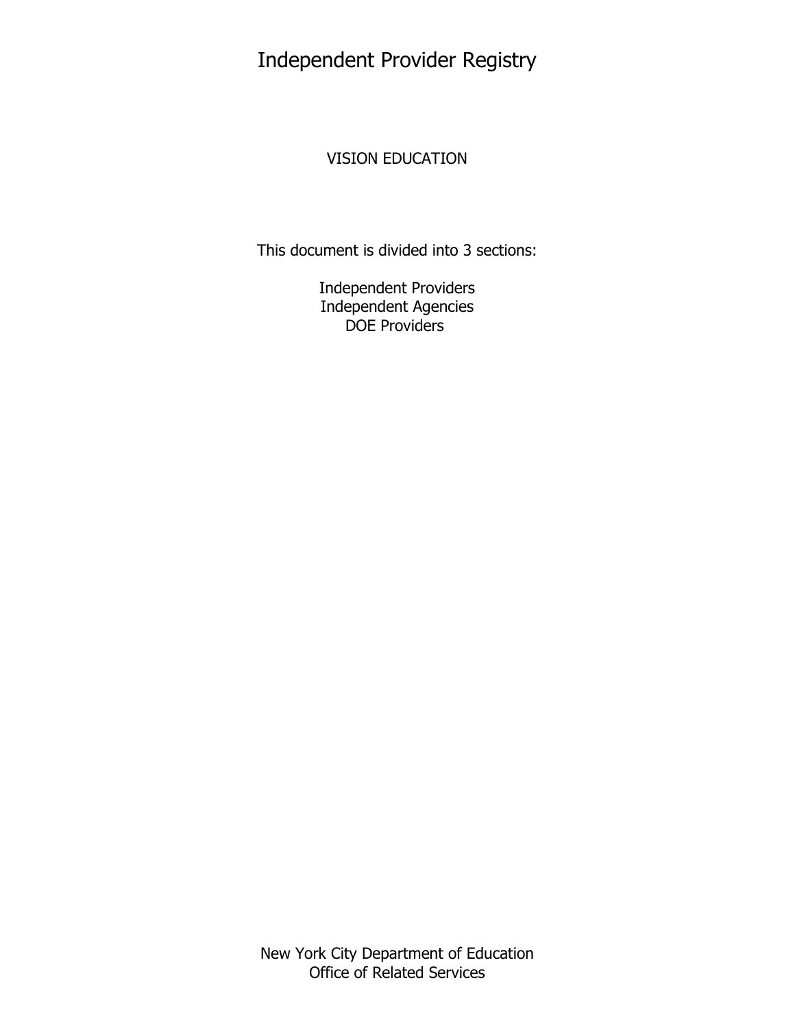# Independent Provider Registry

VISION EDUCATION

This document is divided into 3 sections:

Independent Providers
Independent Agencies
DOE Providers

New York City Department of Education
Office of Related Services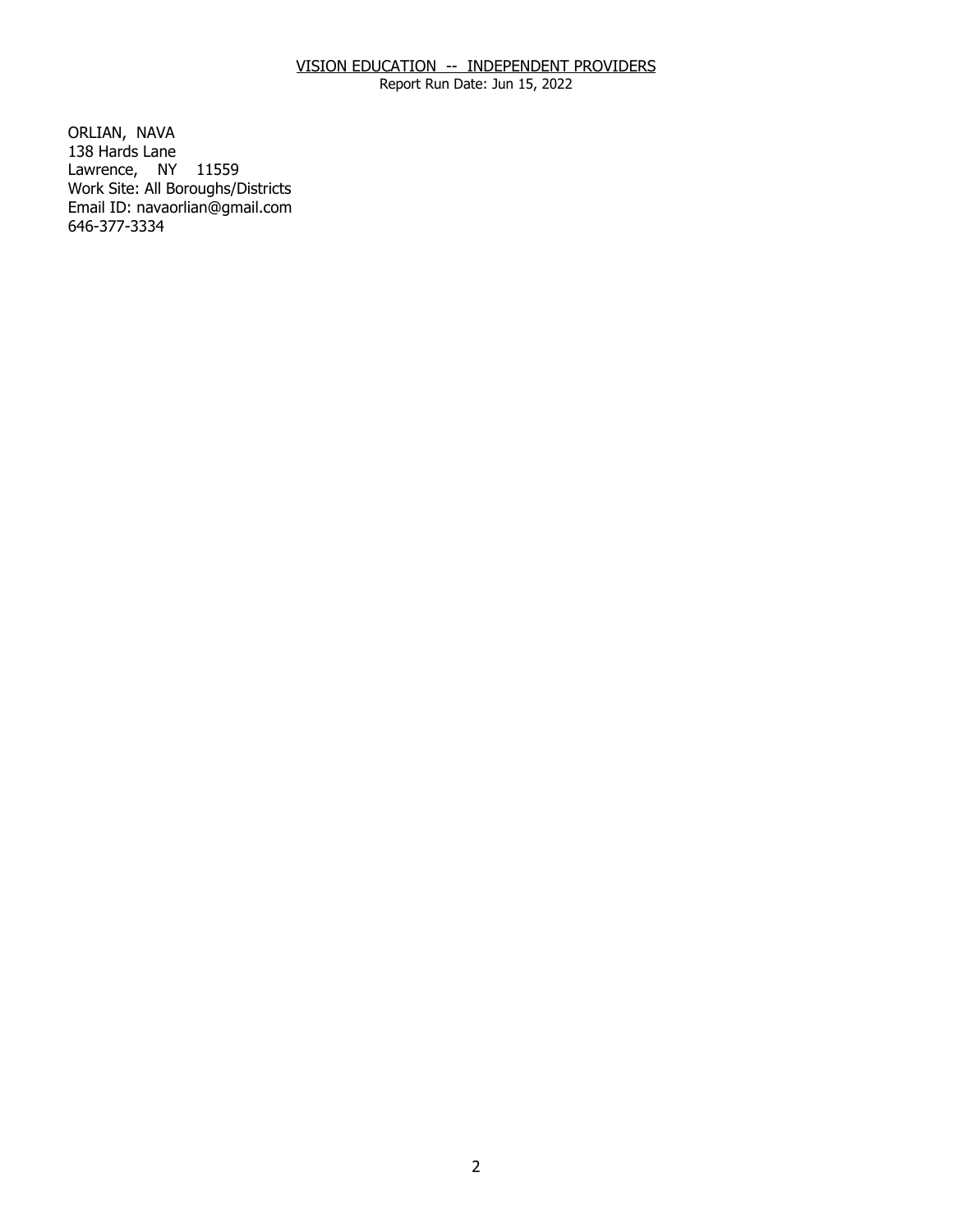VISION EDUCATION -- INDEPENDENT PROVIDERS
Report Run Date: Jun 15, 2022

ORLIAN, NAVA
138 Hards Lane
Lawrence, NY 11559
Work Site: All Boroughs/Districts
Email ID: navaorlian@gmail.com
646-377-3334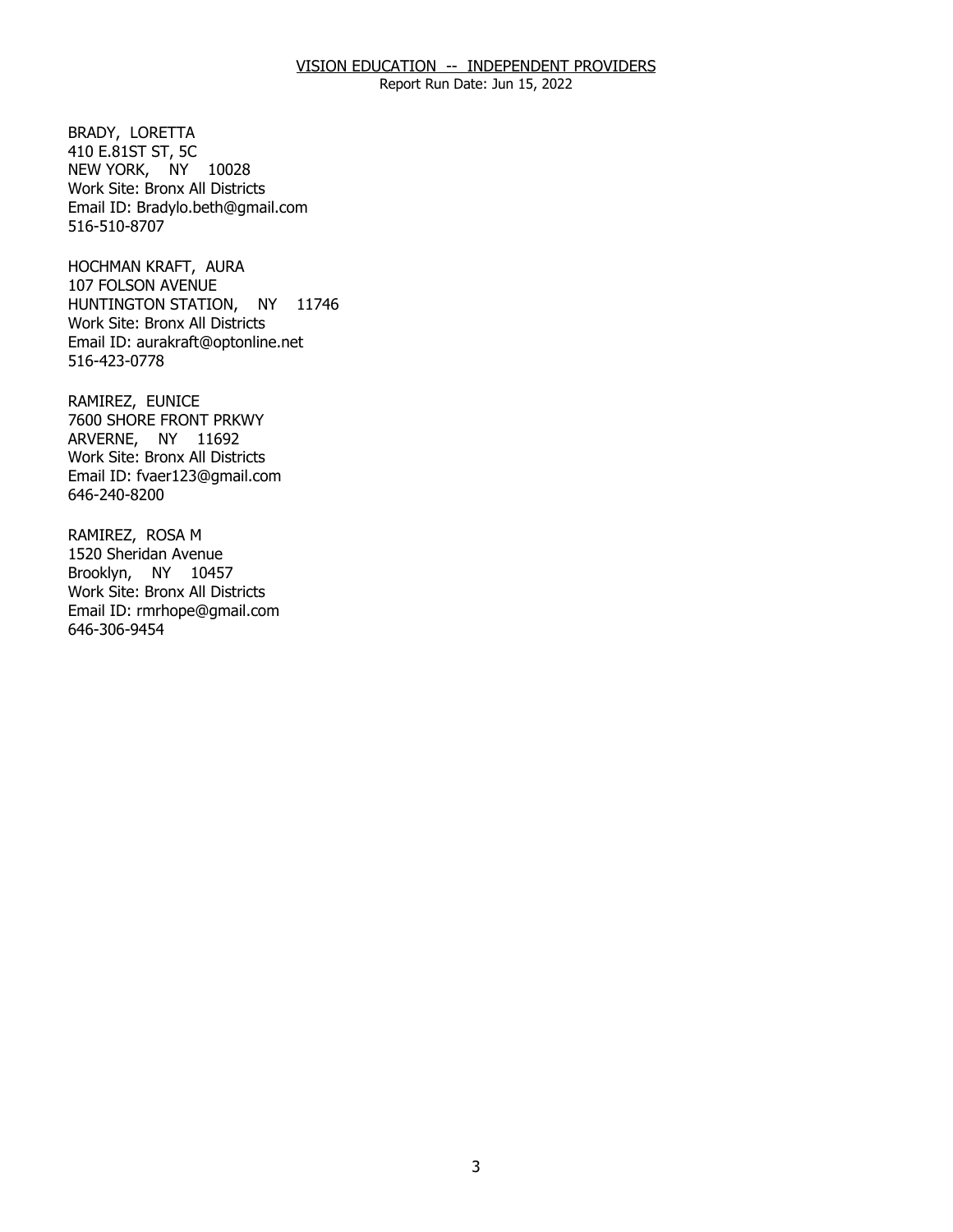VISION EDUCATION -- INDEPENDENT PROVIDERS

Report Run Date: Jun 15, 2022

BRADY, LORETTA
410 E.81ST ST, 5C
NEW YORK, NY 10028
Work Site: Bronx All Districts
Email ID: Bradylo.beth@gmail.com
516-510-8707

HOCHMAN KRAFT, AURA
107 FOLSON AVENUE
HUNTINGTON STATION, NY 11746
Work Site: Bronx All Districts
Email ID: aurakraft@optonline.net
516-423-0778

RAMIREZ, EUNICE
7600 SHORE FRONT PRKWY
ARVERNE, NY 11692
Work Site: Bronx All Districts
Email ID: fvaer123@gmail.com
646-240-8200

RAMIREZ, ROSA M
1520 Sheridan Avenue
Brooklyn, NY 10457
Work Site: Bronx All Districts
Email ID: rmrhope@gmail.com
646-306-9454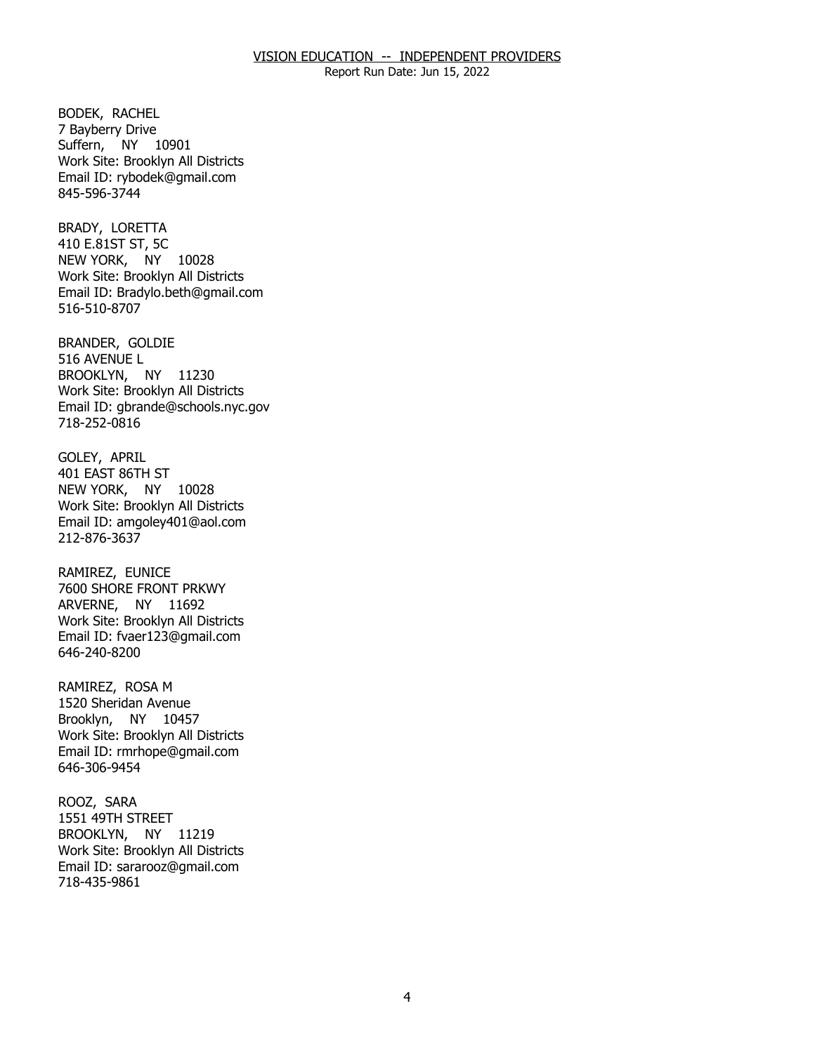BODEK, RACHEL
7 Bayberry Drive
Suffern, NY 10901
Work Site: Brooklyn All Districts
Email ID: rybodek@gmail.com
845-596-3744

BRADY, LORETTA
410 E.81ST ST, 5C
NEW YORK, NY 10028
Work Site: Brooklyn All Districts
Email ID: Bradylo.beth@gmail.com
516-510-8707

BRANDER, GOLDIE
516 AVENUE L
BROOKLYN, NY 11230
Work Site: Brooklyn All Districts
Email ID: gbrande@schools.nyc.gov
718-252-0816

GOLEY, APRIL
401 EAST 86TH ST
NEW YORK, NY 10028
Work Site: Brooklyn All Districts
Email ID: amgoley401@aol.com
212-876-3637

RAMIREZ, EUNICE
7600 SHORE FRONT PRKWY
ARVERNE, NY 11692
Work Site: Brooklyn All Districts
Email ID: fvaer123@gmail.com
646-240-8200

RAMIREZ, ROSA M
1520 Sheridan Avenue
Brooklyn, NY 10457
Work Site: Brooklyn All Districts
Email ID: rmrhope@gmail.com
646-306-9454

ROOZ, SARA
1551 49TH STREET
BROOKLYN, NY 11219
Work Site: Brooklyn All Districts
Email ID: sararooz@gmail.com
718-435-9861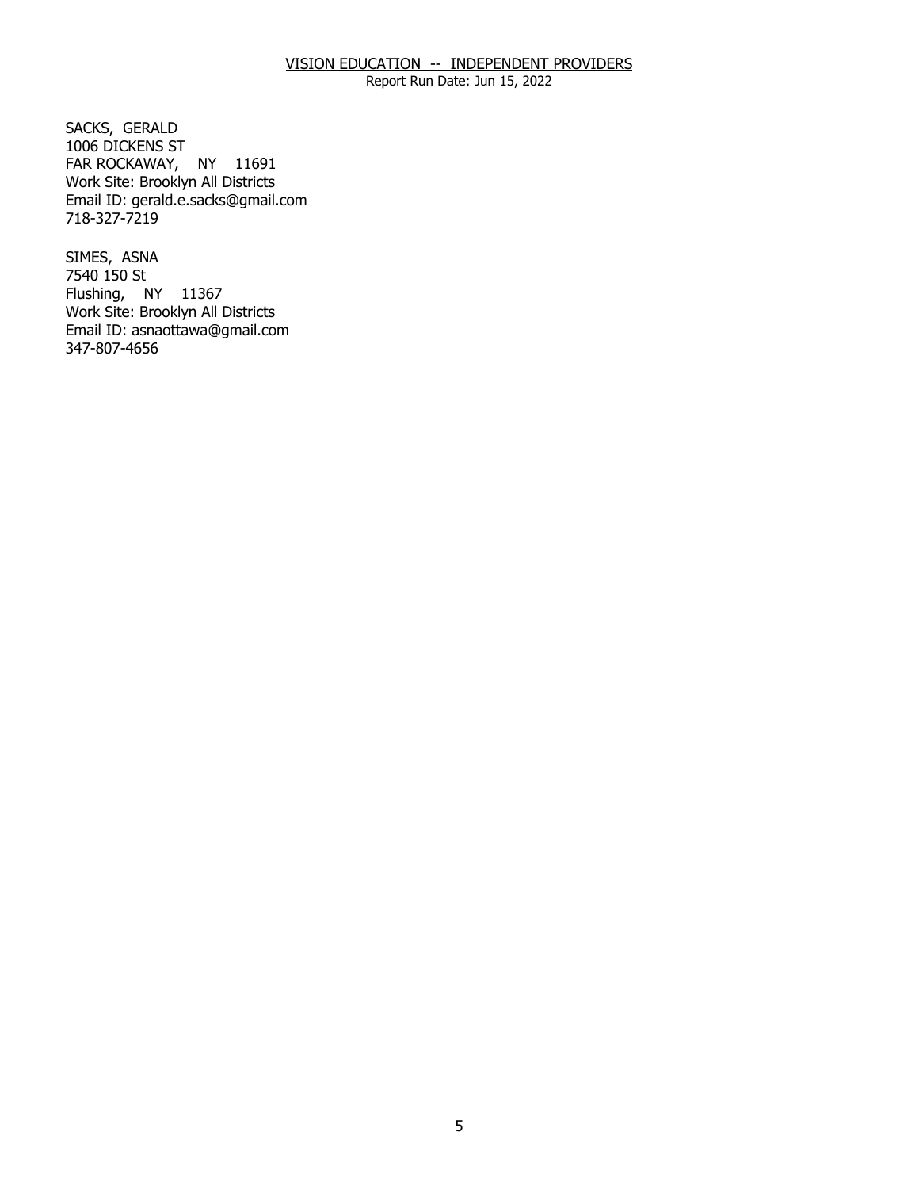SACKS, GERALD
1006 DICKENS ST
FAR ROCKAWAY, NY 11691
Work Site: Brooklyn All Districts
Email ID: gerald.e.sacks@gmail.com
718-327-7219

SIMES, ASNA
7540 150 St
Flushing, NY 11367
Work Site: Brooklyn All Districts
Email ID: asnaottawa@gmail.com
347-807-4656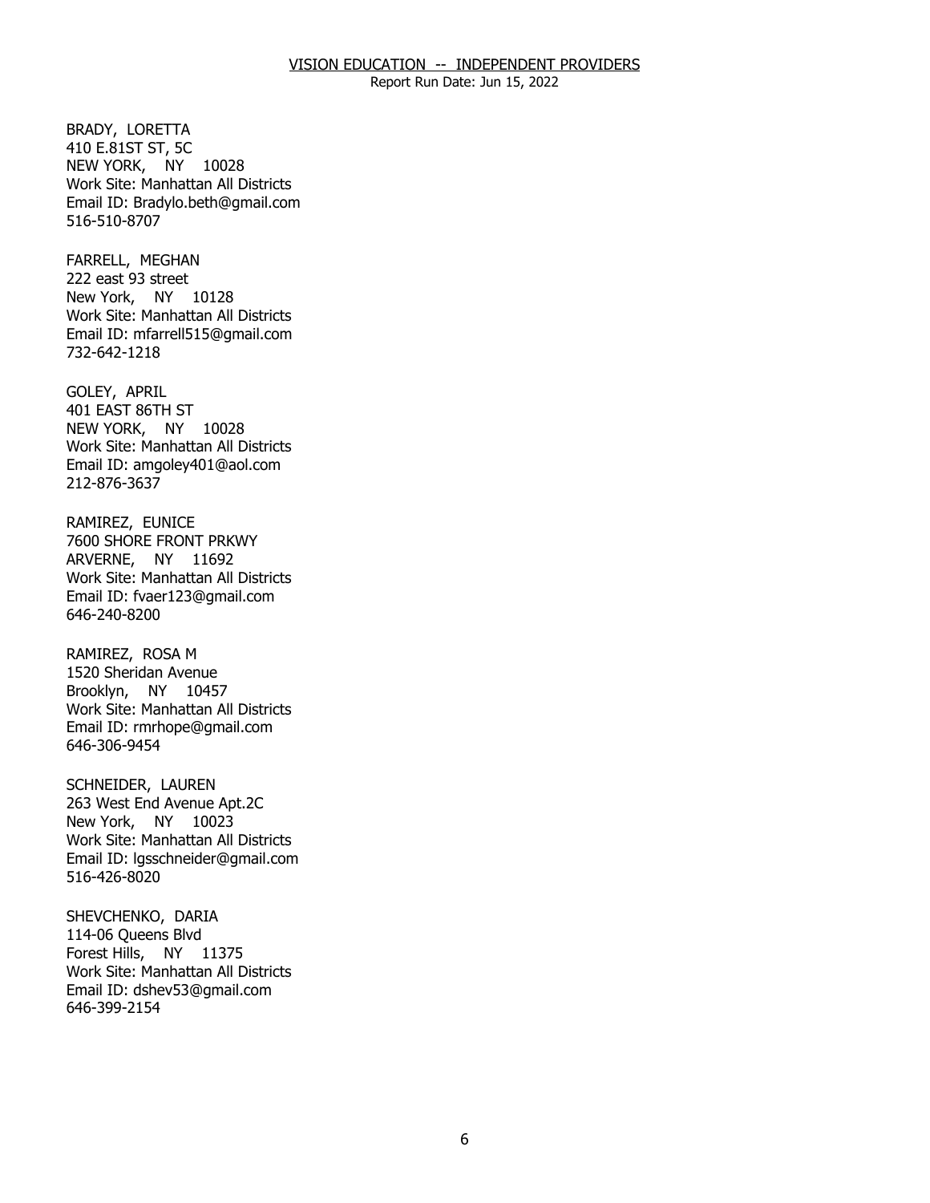BRADY, LORETTA
410 E.81ST ST, 5C
NEW YORK, NY 10028
Work Site: Manhattan All Districts
Email ID: Bradylo.beth@gmail.com
516-510-8707

FARRELL, MEGHAN
222 east 93 street
New York, NY 10128
Work Site: Manhattan All Districts
Email ID: mfarrell515@gmail.com
732-642-1218

GOLEY, APRIL
401 EAST 86TH ST
NEW YORK, NY 10028
Work Site: Manhattan All Districts
Email ID: amgoley401@aol.com
212-876-3637

RAMIREZ, EUNICE
7600 SHORE FRONT PRKWY
ARVERNE, NY 11692
Work Site: Manhattan All Districts
Email ID: fvaer123@gmail.com
646-240-8200

RAMIREZ, ROSA M
1520 Sheridan Avenue
Brooklyn, NY 10457
Work Site: Manhattan All Districts
Email ID: rmrhope@gmail.com
646-306-9454

SCHNEIDER, LAUREN
263 West End Avenue Apt.2C
New York, NY 10023
Work Site: Manhattan All Districts
Email ID: lgsschneider@gmail.com
516-426-8020

SHEVCHENKO, DARIA
114-06 Queens Blvd
Forest Hills, NY 11375
Work Site: Manhattan All Districts
Email ID: dshev53@gmail.com
646-399-2154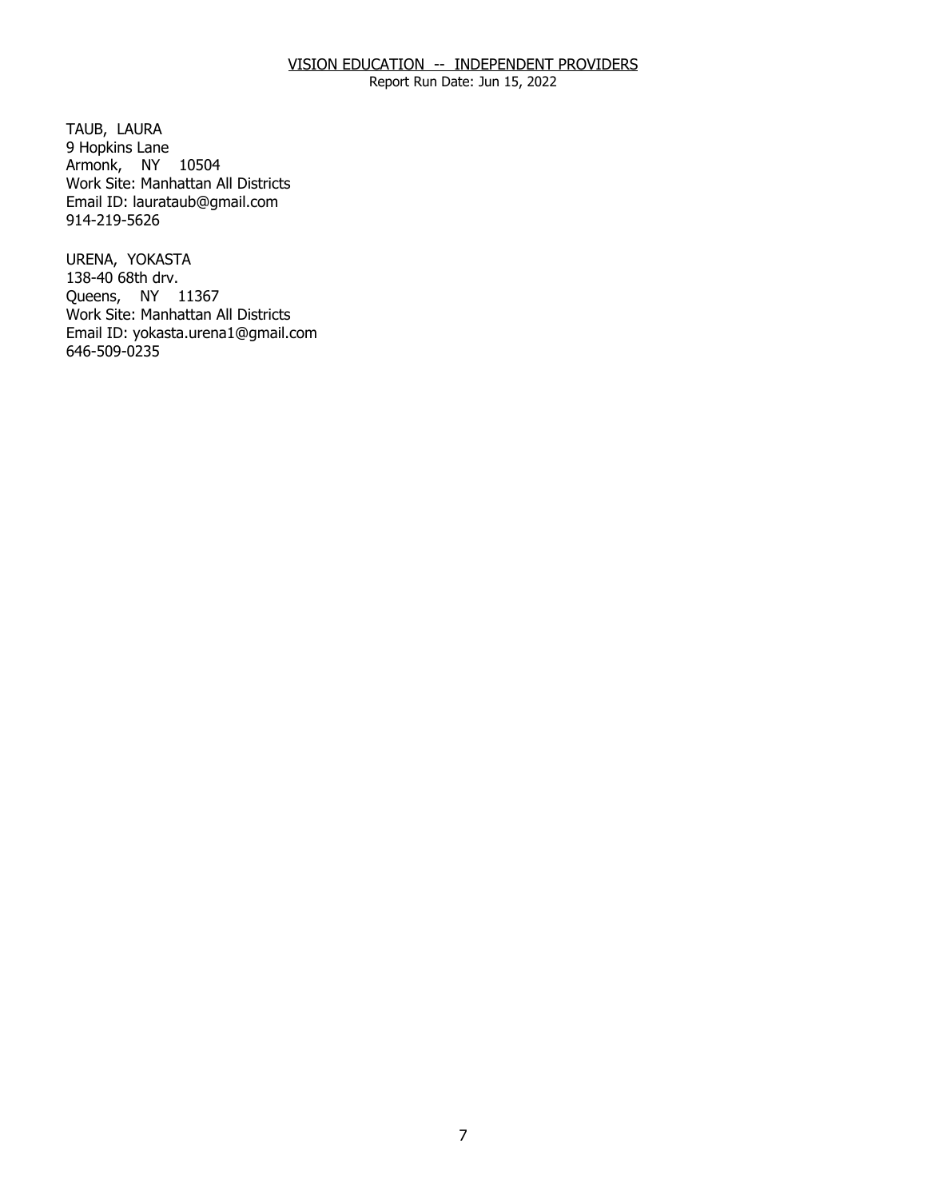TAUB, LAURA
9 Hopkins Lane
Armonk, NY 10504
Work Site: Manhattan All Districts
Email ID: laurataub@gmail.com
914-219-5626

URENA, YOKASTA
138-40 68th drv.
Queens, NY 11367
Work Site: Manhattan All Districts
Email ID: yokasta.urena1@gmail.com
646-509-0235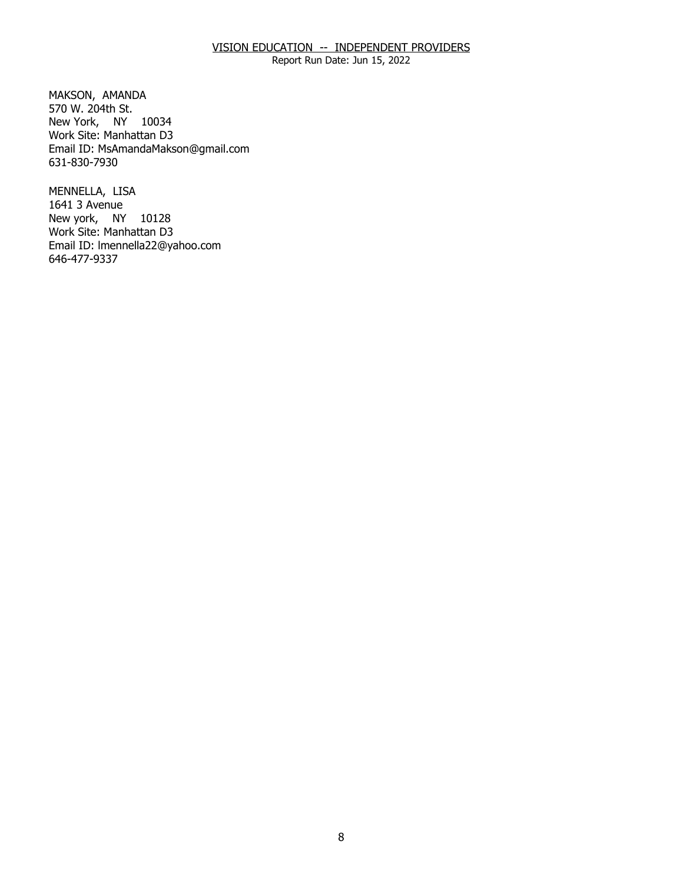VISION EDUCATION -- INDEPENDENT PROVIDERS
Report Run Date: Jun 15, 2022

MAKSON, AMANDA
570 W. 204th St.
New York, NY 10034
Work Site: Manhattan D3
Email ID: MsAmandaMakson@gmail.com
631-830-7930

MENNELLA, LISA
1641 3 Avenue
New york, NY 10128
Work Site: Manhattan D3
Email ID: lmennella22@yahoo.com
646-477-9337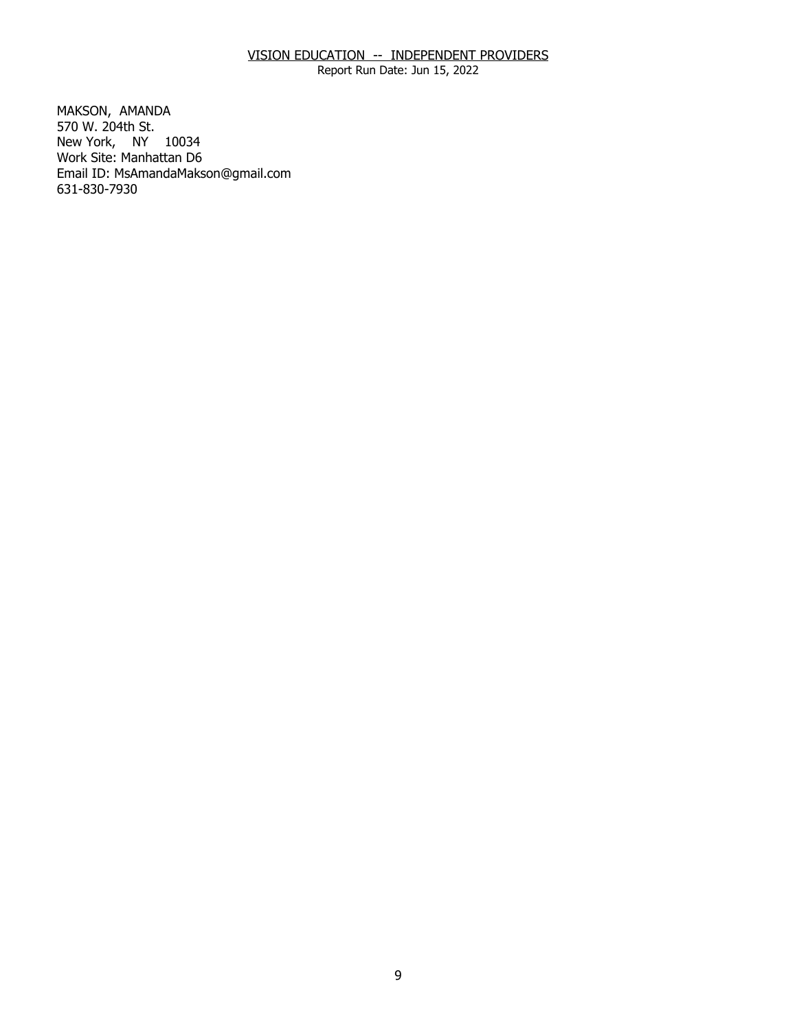MAKSON, AMANDA
570 W. 204th St.
New York, NY 10034
Work Site: Manhattan D6
Email ID: MsAmandaMakson@gmail.com
631-830-7930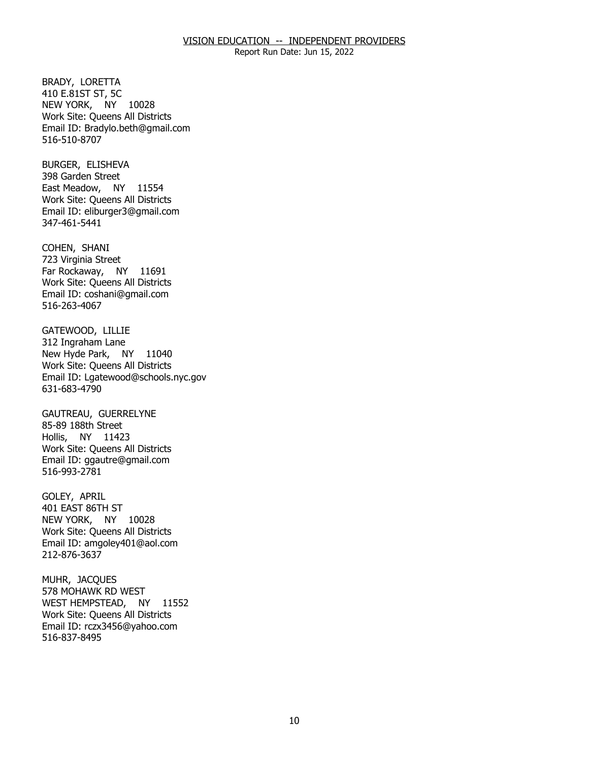BRADY, LORETTA
410 E.81ST ST, 5C
NEW YORK, NY 10028
Work Site: Queens All Districts
Email ID: Bradylo.beth@gmail.com
516-510-8707

BURGER, ELISHEVA
398 Garden Street
East Meadow, NY 11554
Work Site: Queens All Districts
Email ID: eliburger3@gmail.com
347-461-5441

COHEN, SHANI
723 Virginia Street
Far Rockaway, NY 11691
Work Site: Queens All Districts
Email ID: coshani@gmail.com
516-263-4067

GATEWOOD, LILLIE
312 Ingraham Lane
New Hyde Park, NY 11040
Work Site: Queens All Districts
Email ID: Lgatewood@schools.nyc.gov
631-683-4790

GAUTREAU, GUERRELYNE
85-89 188th Street
Hollis, NY 11423
Work Site: Queens All Districts
Email ID: ggautre@gmail.com
516-993-2781

GOLEY, APRIL
401 EAST 86TH ST
NEW YORK, NY 10028
Work Site: Queens All Districts
Email ID: amgoley401@aol.com
212-876-3637

MUHR, JACQUES
578 MOHAWK RD WEST
WEST HEMPSTEAD, NY 11552
Work Site: Queens All Districts
Email ID: rczx3456@yahoo.com
516-837-8495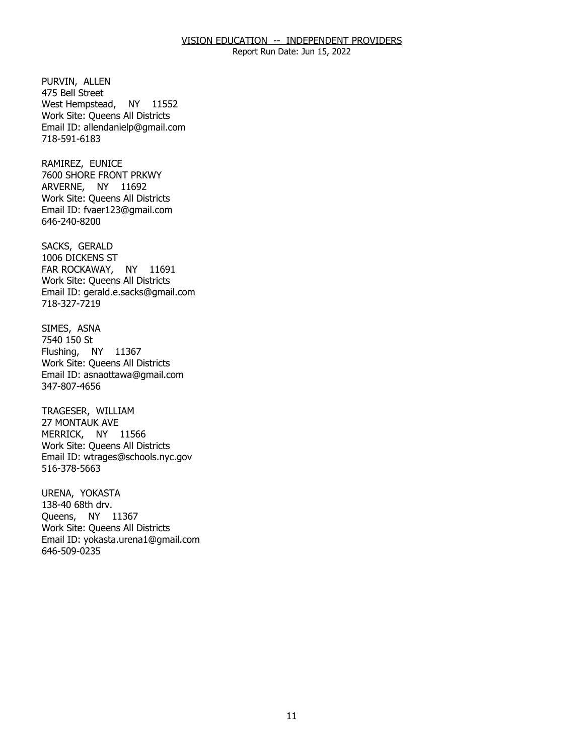PURVIN, ALLEN
475 Bell Street
West Hempstead, NY 11552
Work Site: Queens All Districts
Email ID: allendanielp@gmail.com
718-591-6183

RAMIREZ, EUNICE
7600 SHORE FRONT PRKWY
ARVERNE, NY 11692
Work Site: Queens All Districts
Email ID: fvaer123@gmail.com
646-240-8200

SACKS, GERALD
1006 DICKENS ST
FAR ROCKAWAY, NY 11691
Work Site: Queens All Districts
Email ID: gerald.e.sacks@gmail.com
718-327-7219

SIMES, ASNA
7540 150 St
Flushing, NY 11367
Work Site: Queens All Districts
Email ID: asnaottawa@gmail.com
347-807-4656

TRAGESER, WILLIAM
27 MONTAUK AVE
MERRICK, NY 11566
Work Site: Queens All Districts
Email ID: wtrages@schools.nyc.gov
516-378-5663

URENA, YOKASTA
138-40 68th drv.
Queens, NY 11367
Work Site: Queens All Districts
Email ID: yokasta.urena1@gmail.com
646-509-0235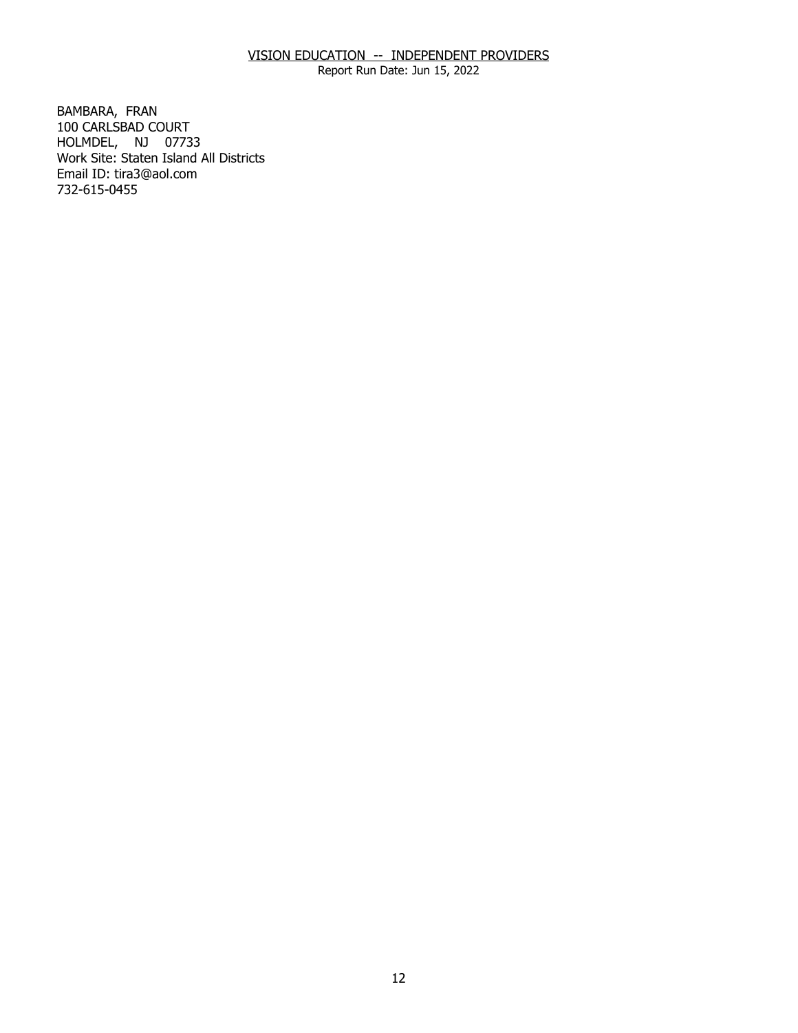VISION EDUCATION -- INDEPENDENT PROVIDERS

Report Run Date: Jun 15, 2022

BAMBARA, FRAN
100 CARLSBAD COURT
HOLMDEL, NJ 07733
Work Site: Staten Island All Districts
Email ID: tira3@aol.com
732-615-0455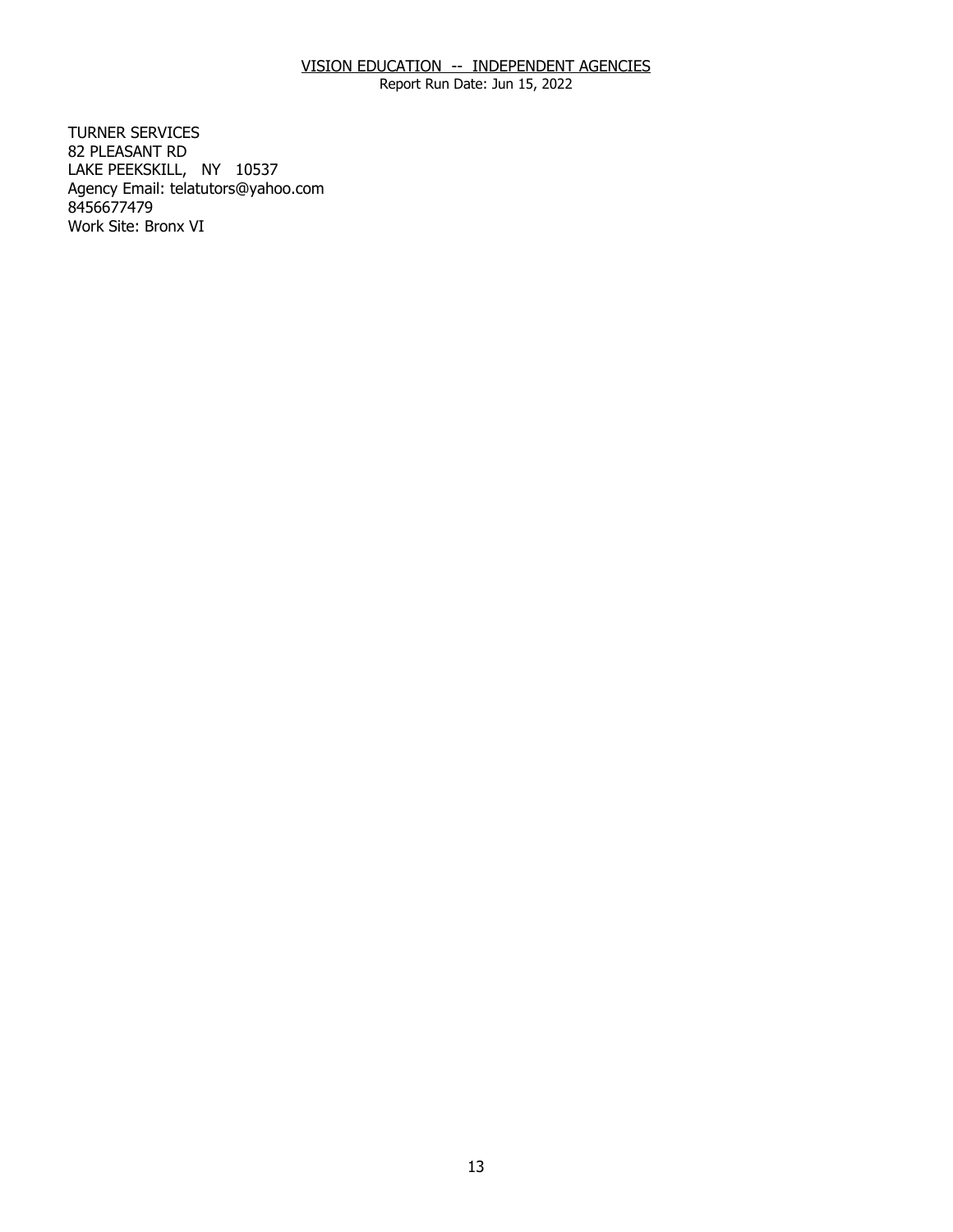TURNER SERVICES
82 PLEASANT RD
LAKE PEEKSKILL, NY 10537
Agency Email: telatutors@yahoo.com
8456677479
Work Site: Bronx VI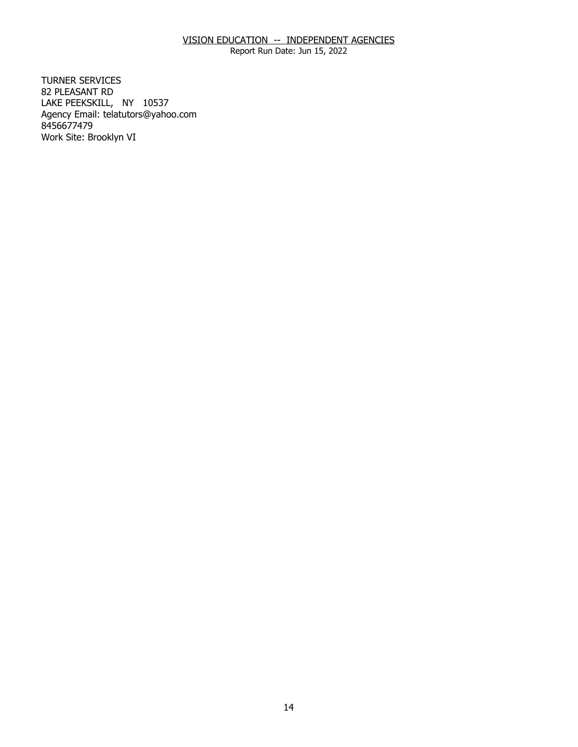VISION EDUCATION -- INDEPENDENT AGENCIES
Report Run Date: Jun 15, 2022

TURNER SERVICES
82 PLEASANT RD
LAKE PEEKSKILL, NY 10537
Agency Email: telatutors@yahoo.com
8456677479
Work Site: Brooklyn VI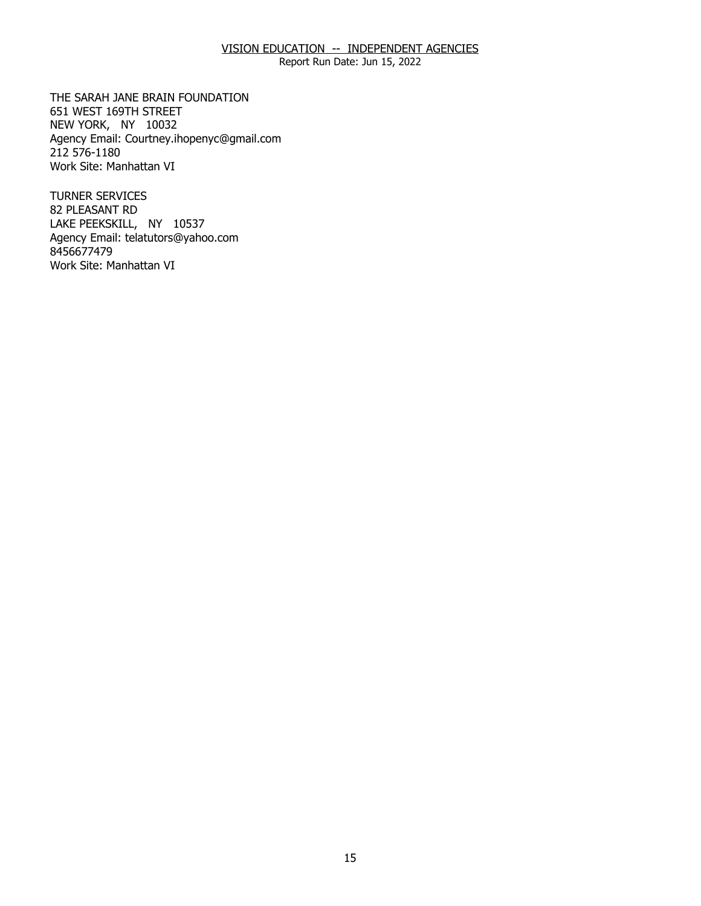THE SARAH JANE BRAIN FOUNDATION
651 WEST 169TH STREET
NEW YORK, NY 10032
Agency Email: Courtney.ihopenyc@gmail.com
212 576-1180
Work Site: Manhattan VI

TURNER SERVICES
82 PLEASANT RD
LAKE PEEKSKILL, NY 10537
Agency Email: telatutors@yahoo.com
8456677479
Work Site: Manhattan VI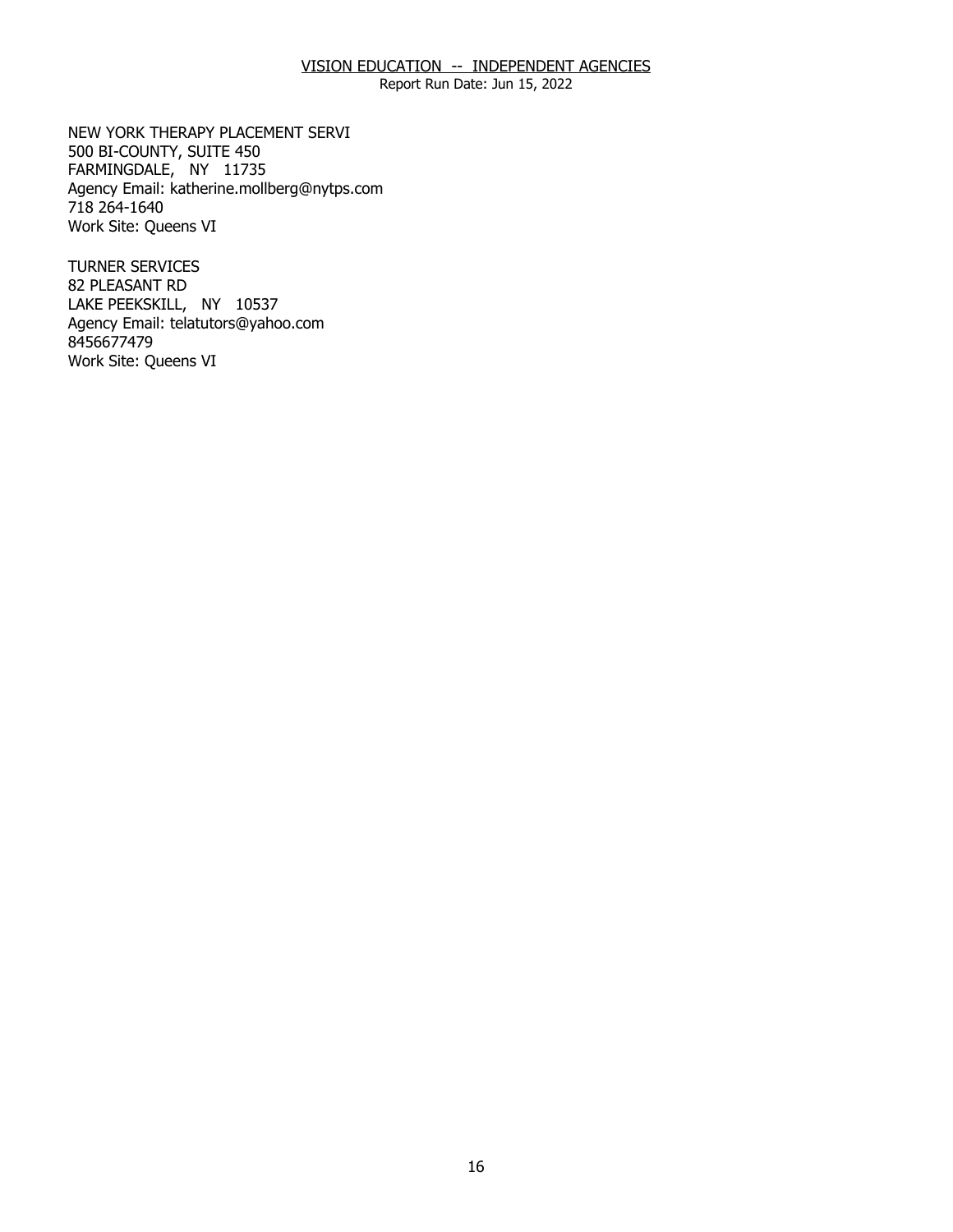NEW YORK THERAPY PLACEMENT SERVI
500 BI-COUNTY, SUITE 450
FARMINGDALE, NY 11735
Agency Email: katherine.mollberg@nytps.com
718 264-1640
Work Site: Queens VI

TURNER SERVICES
82 PLEASANT RD
LAKE PEEKSKILL, NY 10537
Agency Email: telatutors@yahoo.com
8456677479
Work Site: Queens VI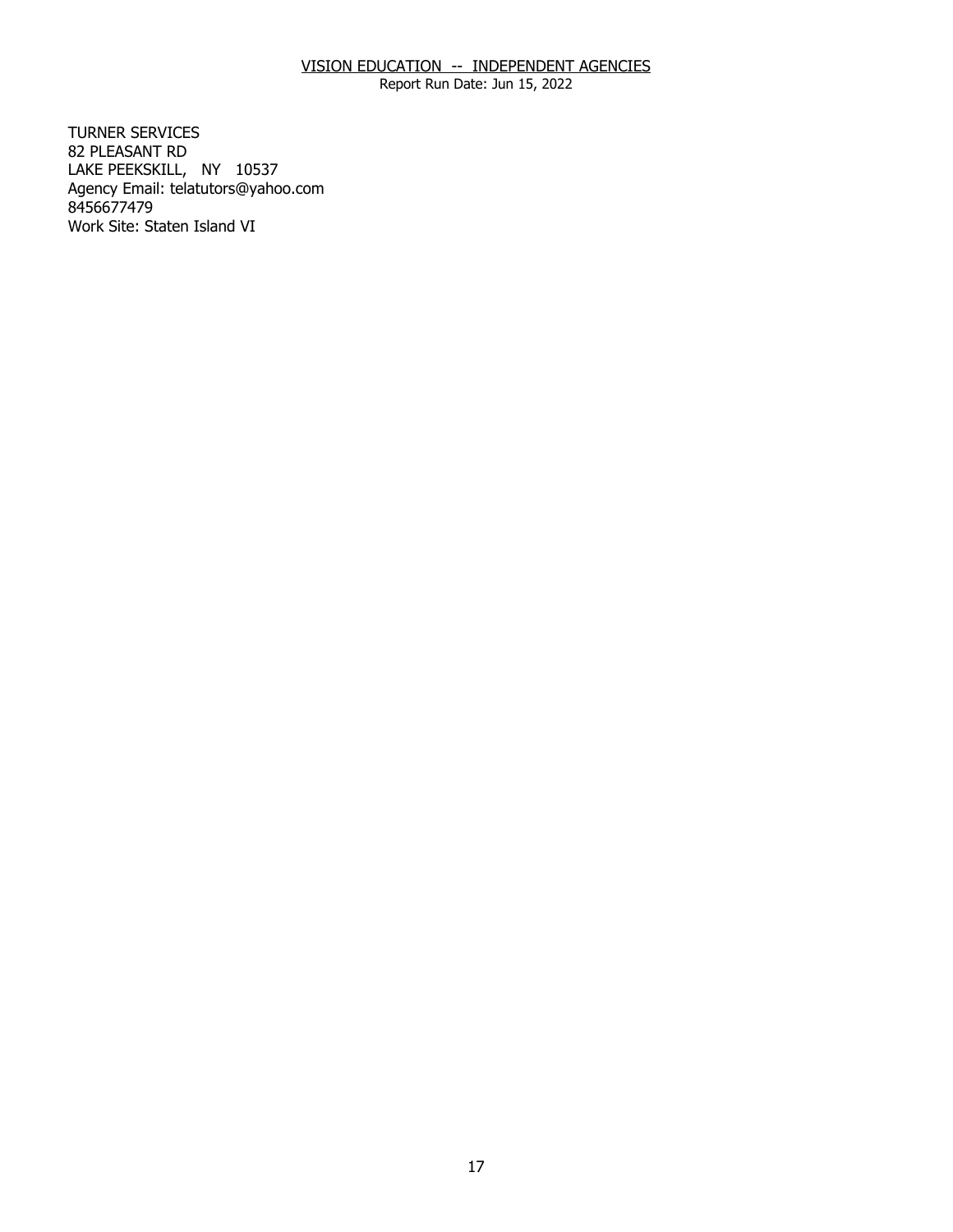TURNER SERVICES
82 PLEASANT RD
LAKE PEEKSKILL, NY 10537
Agency Email: telatutors@yahoo.com
8456677479
Work Site: Staten Island VI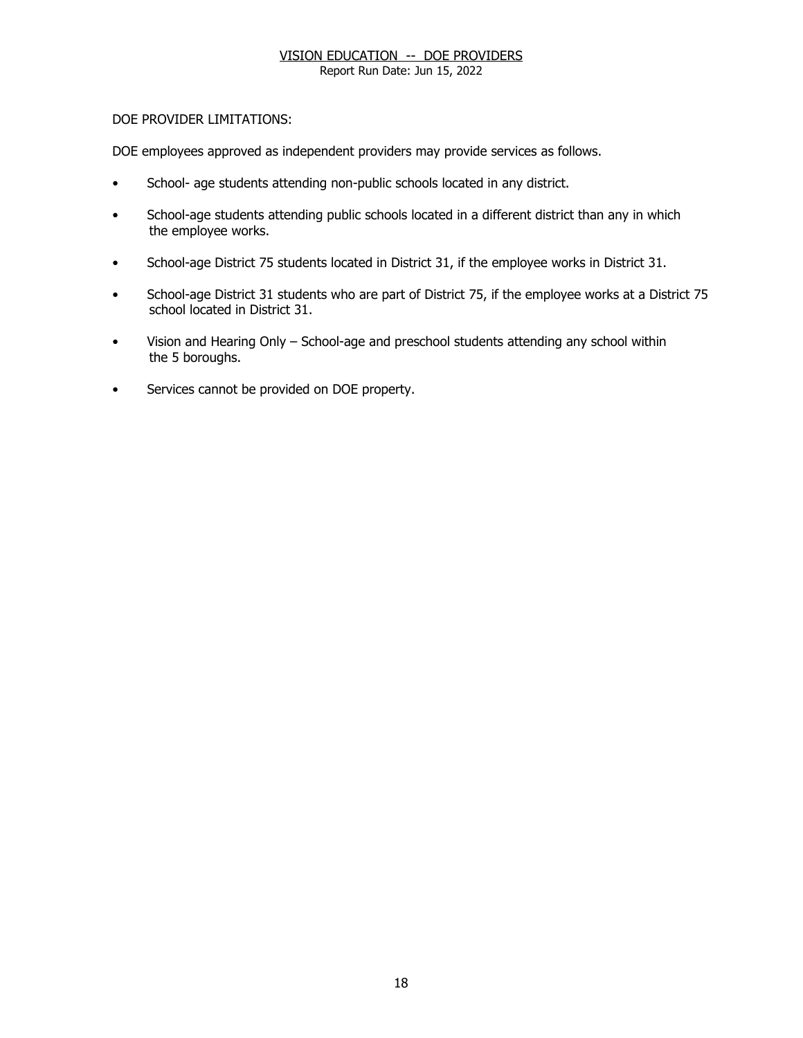DOE PROVIDER LIMITATIONS:

DOE employees approved as independent providers may provide services as follows.

- School- age students attending non-public schools located in any district.
- School-age students attending public schools located in a different district than any in which the employee works.
- School-age District 75 students located in District 31, if the employee works in District 31.
- School-age District 31 students who are part of District 75, if the employee works at a District 75 school located in District 31.
- Vision and Hearing Only – School-age and preschool students attending any school within the 5 boroughs.
- Services cannot be provided on DOE property.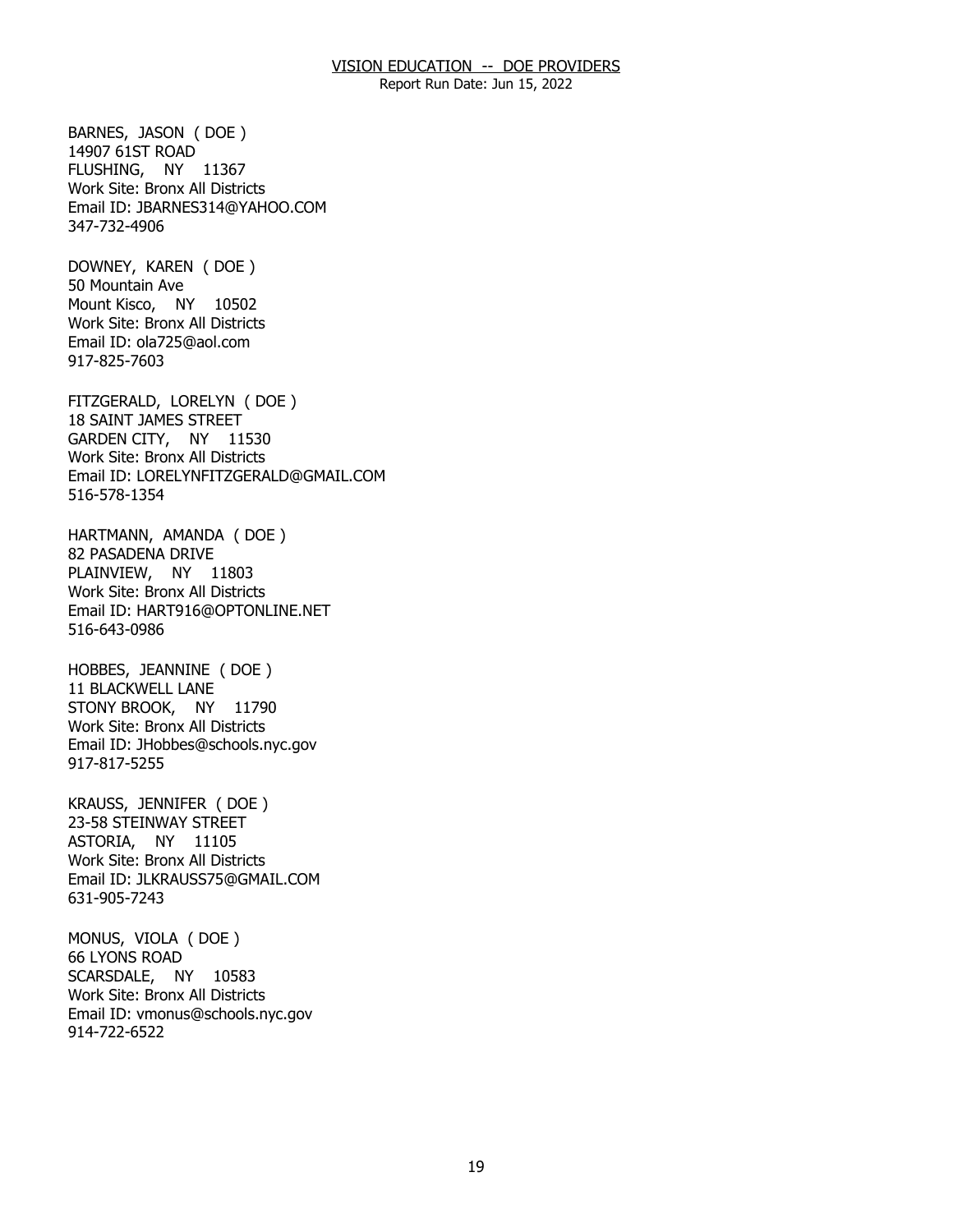BARNES, JASON ( DOE )
14907 61ST ROAD
FLUSHING, NY 11367
Work Site: Bronx All Districts
Email ID: JBARNES314@YAHOO.COM
347-732-4906

DOWNEY, KAREN ( DOE )
50 Mountain Ave
Mount Kisco, NY 10502
Work Site: Bronx All Districts
Email ID: ola725@aol.com
917-825-7603

FITZGERALD, LORELYN ( DOE )
18 SAINT JAMES STREET
GARDEN CITY, NY 11530
Work Site: Bronx All Districts
Email ID: LORELYNFITZGERALD@GMAIL.COM
516-578-1354

HARTMANN, AMANDA ( DOE )
82 PASADENA DRIVE
PLAINVIEW, NY 11803
Work Site: Bronx All Districts
Email ID: HART916@OPTONLINE.NET
516-643-0986

HOBBES, JEANNINE ( DOE )
11 BLACKWELL LANE
STONY BROOK, NY 11790
Work Site: Bronx All Districts
Email ID: JHobbes@schools.nyc.gov
917-817-5255

KRAUSS, JENNIFER ( DOE )
23-58 STEINWAY STREET
ASTORIA, NY 11105
Work Site: Bronx All Districts
Email ID: JLKRAUSS75@GMAIL.COM
631-905-7243

MONUS, VIOLA ( DOE )
66 LYONS ROAD
SCARSDALE, NY 10583
Work Site: Bronx All Districts
Email ID: vmonus@schools.nyc.gov
914-722-6522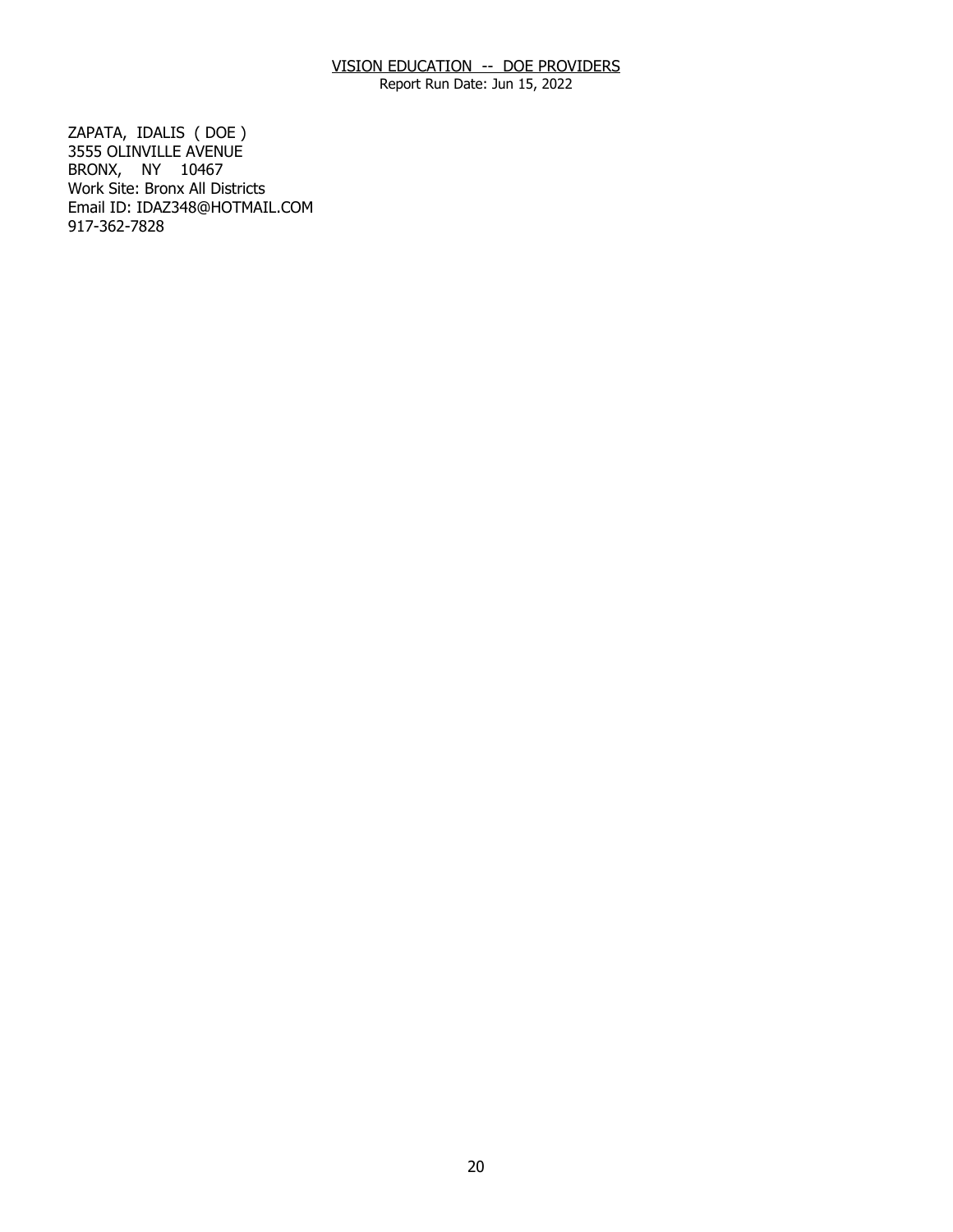ZAPATA, IDALIS ( DOE )
3555 OLINVILLE AVENUE
BRONX, NY 10467
Work Site: Bronx All Districts
Email ID: IDAZ348@HOTMAIL.COM
917-362-7828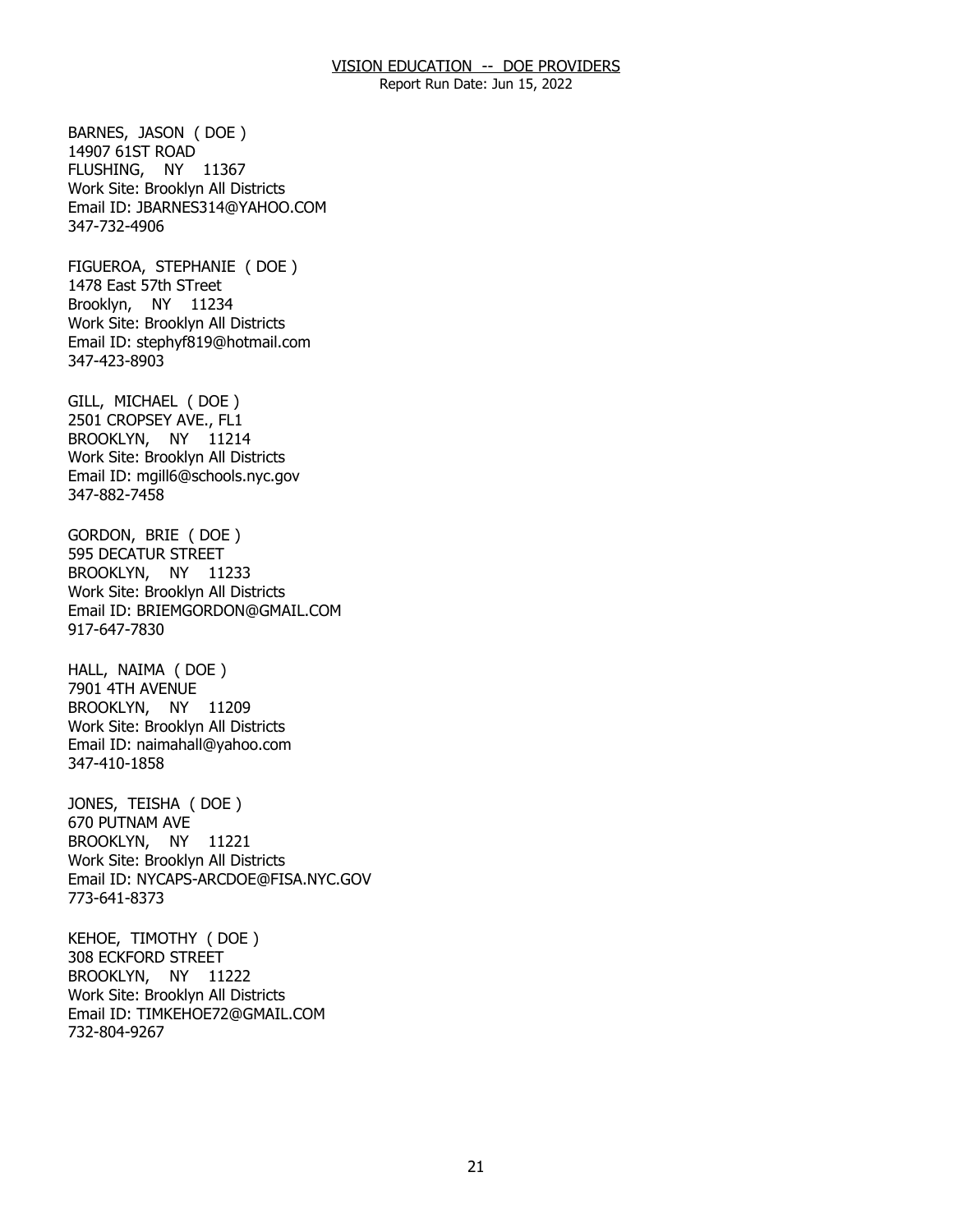BARNES, JASON ( DOE )
14907 61ST ROAD
FLUSHING, NY 11367
Work Site: Brooklyn All Districts
Email ID: JBARNES314@YAHOO.COM
347-732-4906

FIGUEROA, STEPHANIE ( DOE )
1478 East 57th STreet
Brooklyn, NY 11234
Work Site: Brooklyn All Districts
Email ID: stephyf819@hotmail.com
347-423-8903

GILL, MICHAEL ( DOE )
2501 CROPSEY AVE., FL1
BROOKLYN, NY 11214
Work Site: Brooklyn All Districts
Email ID: mgill6@schools.nyc.gov
347-882-7458

GORDON, BRIE ( DOE )
595 DECATUR STREET
BROOKLYN, NY 11233
Work Site: Brooklyn All Districts
Email ID: BRIEMGORDON@GMAIL.COM
917-647-7830

HALL, NAIMA ( DOE )
7901 4TH AVENUE
BROOKLYN, NY 11209
Work Site: Brooklyn All Districts
Email ID: naimahall@yahoo.com
347-410-1858

JONES, TEISHA ( DOE )
670 PUTNAM AVE
BROOKLYN, NY 11221
Work Site: Brooklyn All Districts
Email ID: NYCAPS-ARCDOE@FISA.NYC.GOV
773-641-8373

KEHOE, TIMOTHY ( DOE )
308 ECKFORD STREET
BROOKLYN, NY 11222
Work Site: Brooklyn All Districts
Email ID: TIMKEHOE72@GMAIL.COM
732-804-9267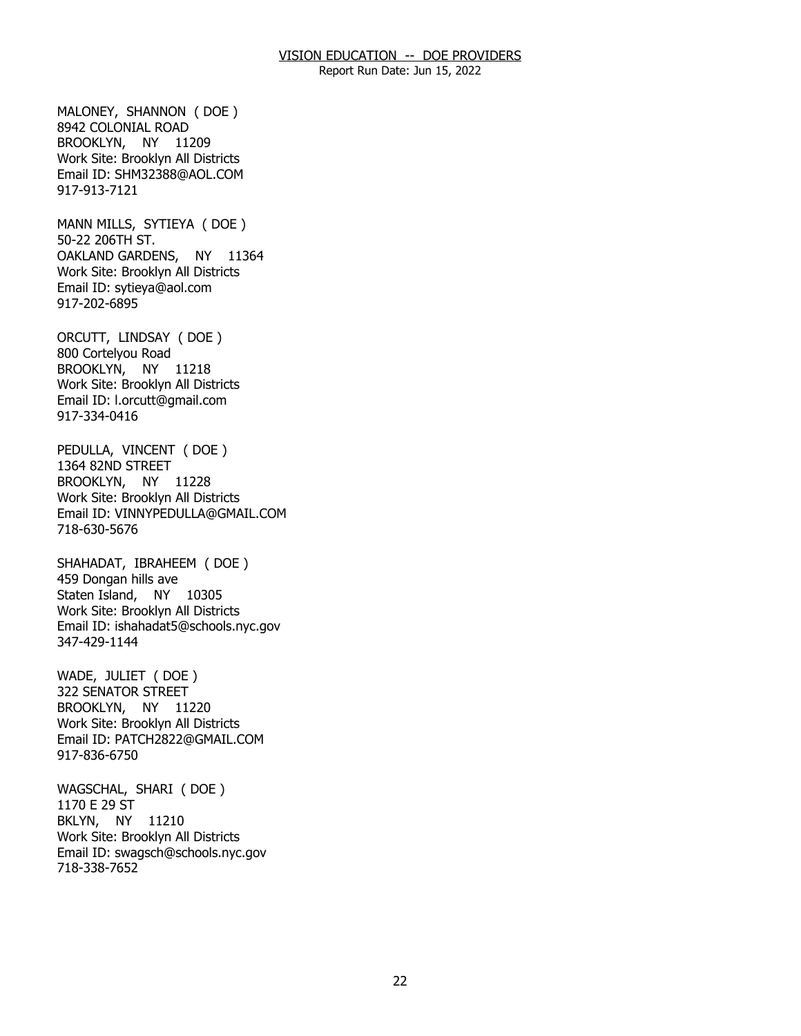MALONEY, SHANNON ( DOE )
8942 COLONIAL ROAD
BROOKLYN, NY 11209
Work Site: Brooklyn All Districts
Email ID: SHM32388@AOL.COM
917-913-7121

MANN MILLS, SYTIEYA ( DOE )
50-22 206TH ST.
OAKLAND GARDENS, NY 11364
Work Site: Brooklyn All Districts
Email ID: sytieya@aol.com
917-202-6895

ORCUTT, LINDSAY ( DOE )
800 Cortelyou Road
BROOKLYN, NY 11218
Work Site: Brooklyn All Districts
Email ID: l.orcutt@gmail.com
917-334-0416

PEDULLA, VINCENT ( DOE )
1364 82ND STREET
BROOKLYN, NY 11228
Work Site: Brooklyn All Districts
Email ID: VINNYPEDULLA@GMAIL.COM
718-630-5676

SHAHADAT, IBRAHEEM ( DOE )
459 Dongan hills ave
Staten Island, NY 10305
Work Site: Brooklyn All Districts
Email ID: ishahadat5@schools.nyc.gov
347-429-1144

WADE, JULIET ( DOE )
322 SENATOR STREET
BROOKLYN, NY 11220
Work Site: Brooklyn All Districts
Email ID: PATCH2822@GMAIL.COM
917-836-6750

WAGSCHAL, SHARI ( DOE )
1170 E 29 ST
BKLYN, NY 11210
Work Site: Brooklyn All Districts
Email ID: swagsch@schools.nyc.gov
718-338-7652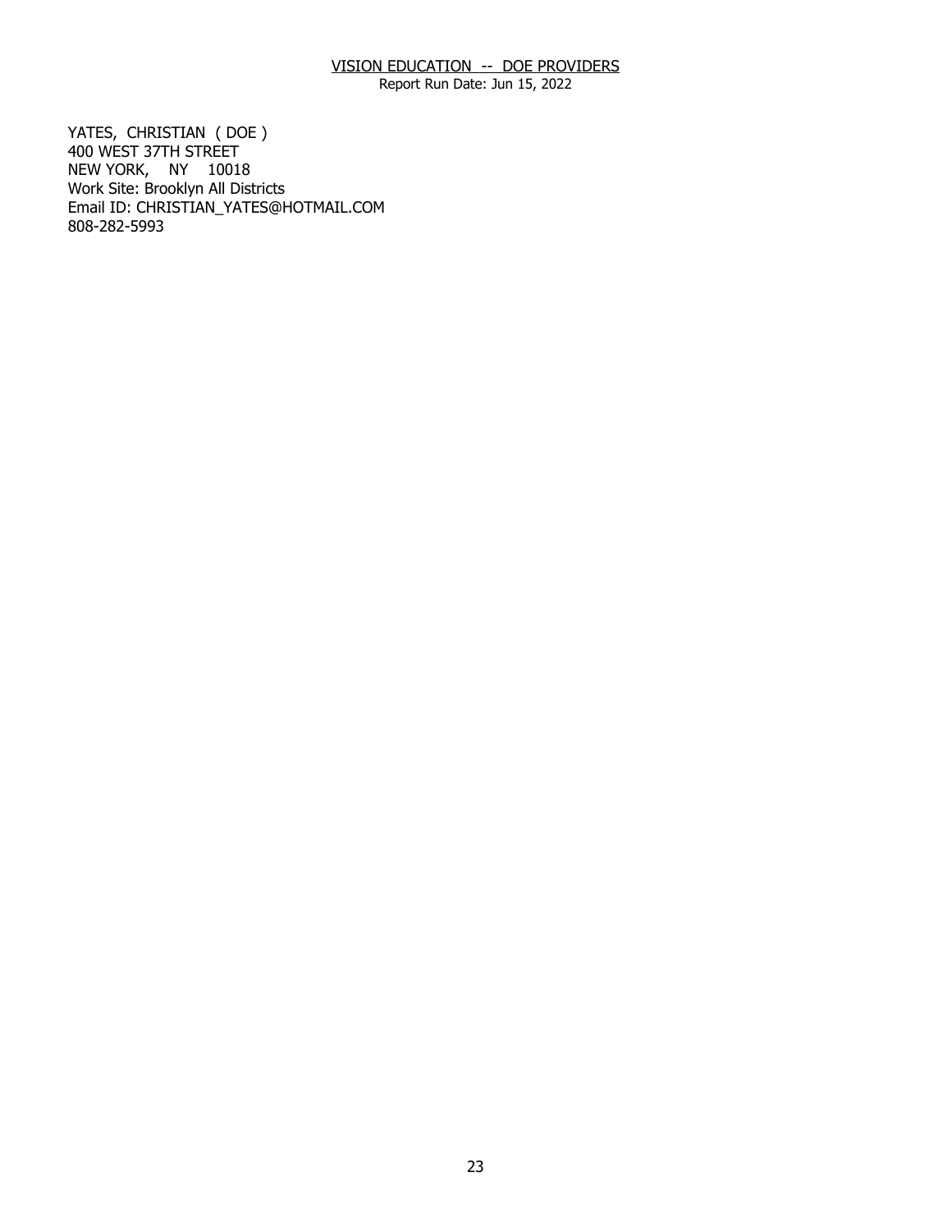YATES, CHRISTIAN ( DOE )
400 WEST 37TH STREET
NEW YORK, NY 10018
Work Site: Brooklyn All Districts
Email ID: CHRISTIAN_YATES@HOTMAIL.COM
808-282-5993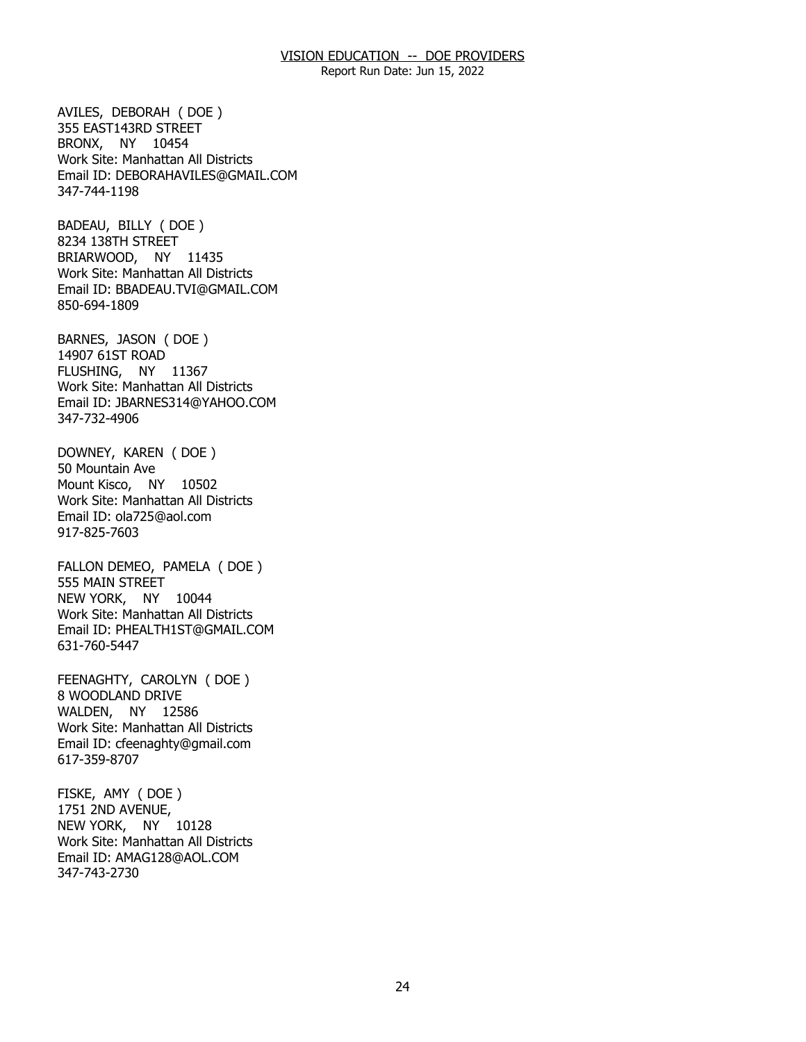AVILES, DEBORAH ( DOE )
355 EAST143RD STREET
BRONX, NY 10454
Work Site: Manhattan All Districts
Email ID: DEBORAHAVILES@GMAIL.COM
347-744-1198

BADEAU, BILLY ( DOE )
8234 138TH STREET
BRIARWOOD, NY 11435
Work Site: Manhattan All Districts
Email ID: BBADEAU.TVI@GMAIL.COM
850-694-1809

BARNES, JASON ( DOE )
14907 61ST ROAD
FLUSHING, NY 11367
Work Site: Manhattan All Districts
Email ID: JBARNES314@YAHOO.COM
347-732-4906

DOWNEY, KAREN ( DOE )
50 Mountain Ave
Mount Kisco, NY 10502
Work Site: Manhattan All Districts
Email ID: ola725@aol.com
917-825-7603

FALLON DEMEO, PAMELA ( DOE )
555 MAIN STREET
NEW YORK, NY 10044
Work Site: Manhattan All Districts
Email ID: PHEALTH1ST@GMAIL.COM
631-760-5447

FEENAGHTY, CAROLYN ( DOE )
8 WOODLAND DRIVE
WALDEN, NY 12586
Work Site: Manhattan All Districts
Email ID: cfeenaghty@gmail.com
617-359-8707

FISKE, AMY ( DOE )
1751 2ND AVENUE,
NEW YORK, NY 10128
Work Site: Manhattan All Districts
Email ID: AMAG128@AOL.COM
347-743-2730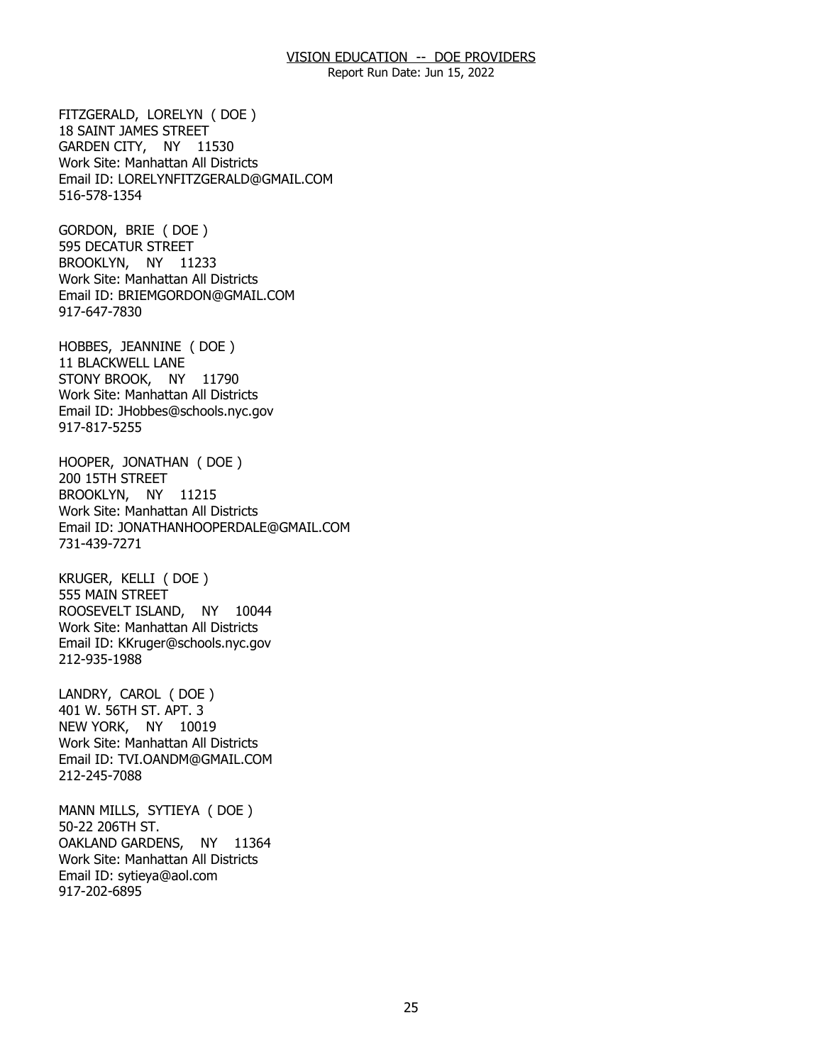FITZGERALD, LORELYN ( DOE )
18 SAINT JAMES STREET
GARDEN CITY, NY 11530
Work Site: Manhattan All Districts
Email ID: LORELYNFITZGERALD@GMAIL.COM
516-578-1354

GORDON, BRIE ( DOE )
595 DECATUR STREET
BROOKLYN, NY 11233
Work Site: Manhattan All Districts
Email ID: BRIEMGORDON@GMAIL.COM
917-647-7830

HOBBES, JEANNINE ( DOE )
11 BLACKWELL LANE
STONY BROOK, NY 11790
Work Site: Manhattan All Districts
Email ID: JHobbes@schools.nyc.gov
917-817-5255

HOOPER, JONATHAN ( DOE )
200 15TH STREET
BROOKLYN, NY 11215
Work Site: Manhattan All Districts
Email ID: JONATHANHOOPERDALE@GMAIL.COM
731-439-7271

KRUGER, KELLI ( DOE )
555 MAIN STREET
ROOSEVELT ISLAND, NY 10044
Work Site: Manhattan All Districts
Email ID: KKruger@schools.nyc.gov
212-935-1988

LANDRY, CAROL ( DOE )
401 W. 56TH ST. APT. 3
NEW YORK, NY 10019
Work Site: Manhattan All Districts
Email ID: TVI.OANDM@GMAIL.COM
212-245-7088

MANN MILLS, SYTIEYA ( DOE )
50-22 206TH ST.
OAKLAND GARDENS, NY 11364
Work Site: Manhattan All Districts
Email ID: sytieya@aol.com
917-202-6895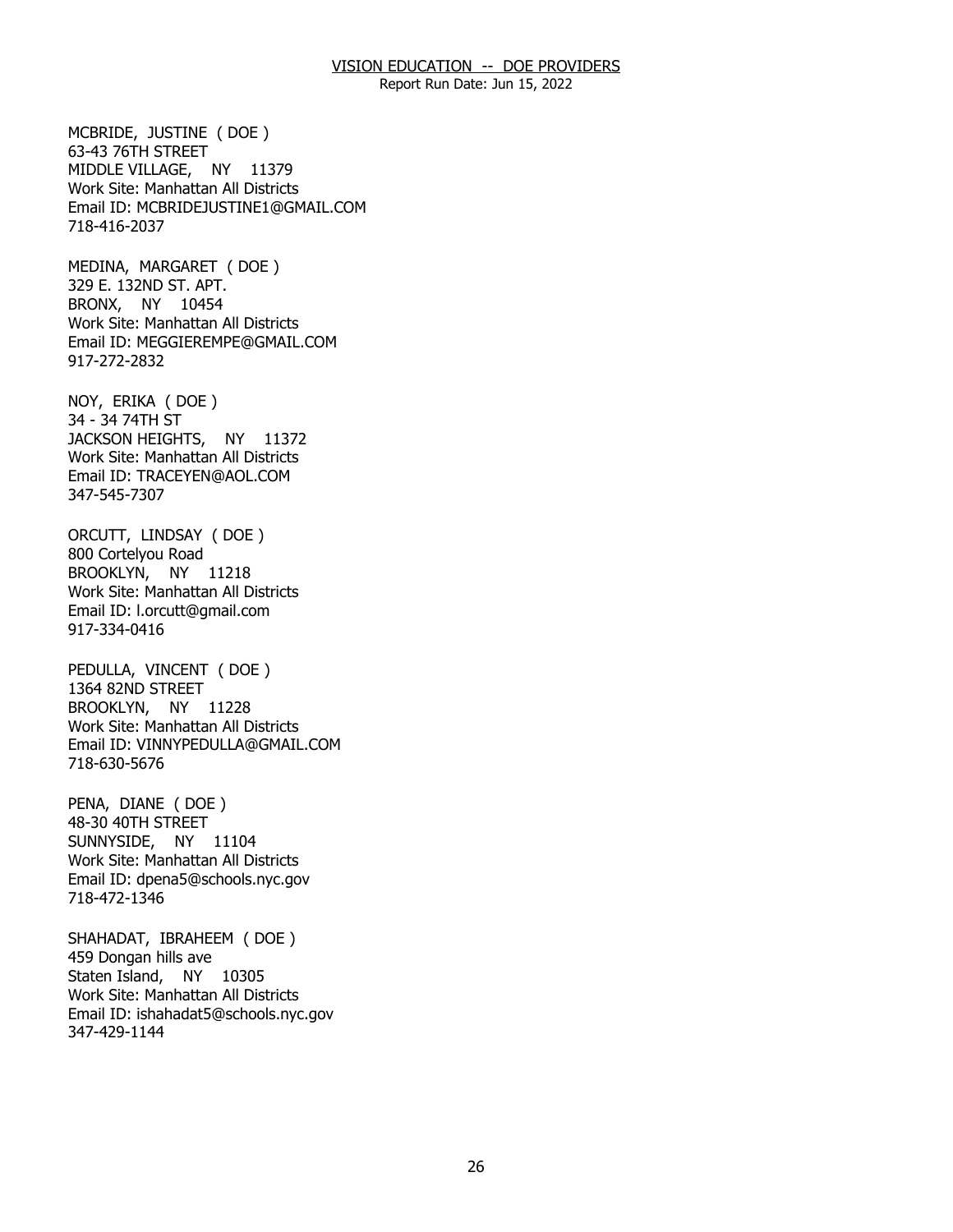MCBRIDE, JUSTINE ( DOE )
63-43 76TH STREET
MIDDLE VILLAGE, NY 11379
Work Site: Manhattan All Districts
Email ID: MCBRIDEJUSTINE1@GMAIL.COM
718-416-2037

MEDINA, MARGARET ( DOE )
329 E. 132ND ST. APT.
BRONX, NY 10454
Work Site: Manhattan All Districts
Email ID: MEGGIEREMPE@GMAIL.COM
917-272-2832

NOY, ERIKA ( DOE )
34 - 34 74TH ST
JACKSON HEIGHTS, NY 11372
Work Site: Manhattan All Districts
Email ID: TRACEYEN@AOL.COM
347-545-7307

ORCUTT, LINDSAY ( DOE )
800 Cortelyou Road
BROOKLYN, NY 11218
Work Site: Manhattan All Districts
Email ID: l.orcutt@gmail.com
917-334-0416

PEDULLA, VINCENT ( DOE )
1364 82ND STREET
BROOKLYN, NY 11228
Work Site: Manhattan All Districts
Email ID: VINNYPEDULLA@GMAIL.COM
718-630-5676

PENA, DIANE ( DOE )
48-30 40TH STREET
SUNNYSIDE, NY 11104
Work Site: Manhattan All Districts
Email ID: dpena5@schools.nyc.gov
718-472-1346

SHAHADAT, IBRAHEEM ( DOE )
459 Dongan hills ave
Staten Island, NY 10305
Work Site: Manhattan All Districts
Email ID: ishahadat5@schools.nyc.gov
347-429-1144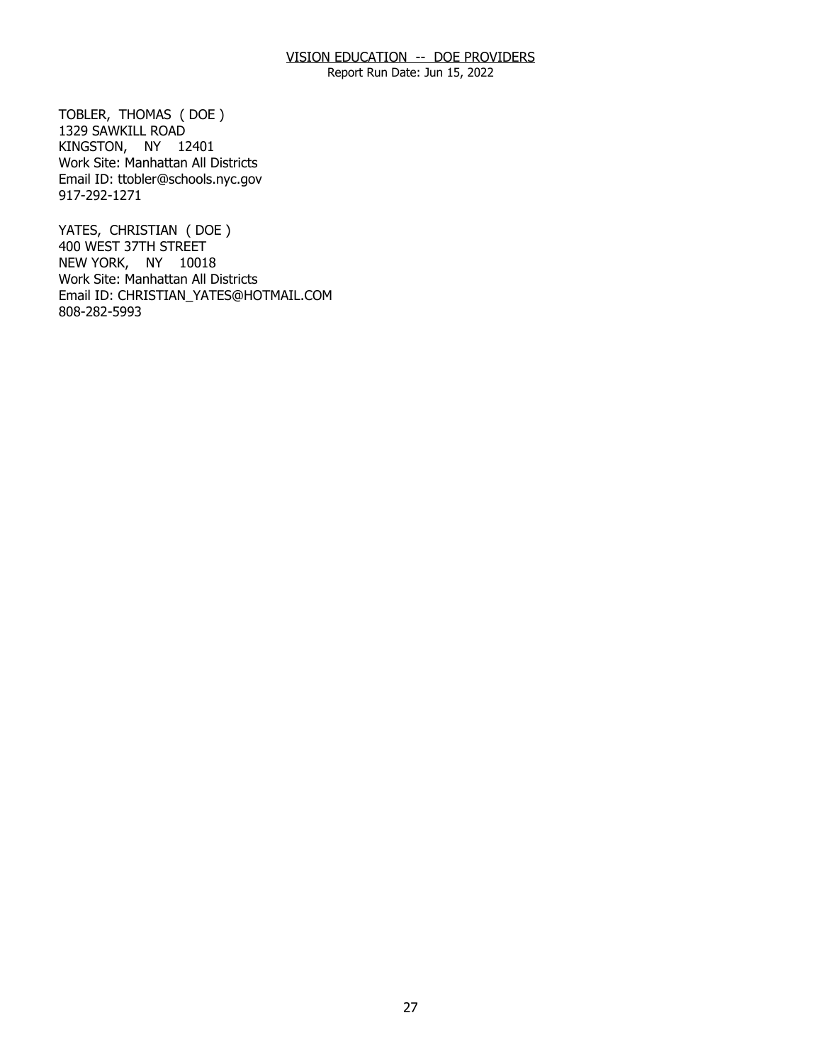TOBLER, THOMAS ( DOE )
1329 SAWKILL ROAD
KINGSTON, NY 12401
Work Site: Manhattan All Districts
Email ID: ttobler@schools.nyc.gov
917-292-1271

YATES, CHRISTIAN ( DOE )
400 WEST 37TH STREET
NEW YORK, NY 10018
Work Site: Manhattan All Districts
Email ID: CHRISTIAN_YATES@HOTMAIL.COM
808-282-5993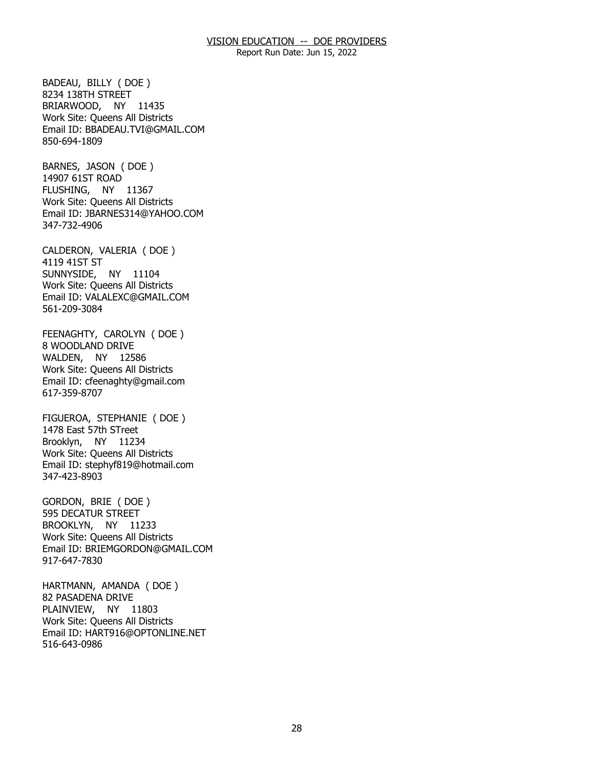BADEAU, BILLY ( DOE )
8234 138TH STREET
BRIARWOOD, NY 11435
Work Site: Queens All Districts
Email ID: BBADEAU.TVI@GMAIL.COM
850-694-1809

BARNES, JASON ( DOE )
14907 61ST ROAD
FLUSHING, NY 11367
Work Site: Queens All Districts
Email ID: JBARNES314@YAHOO.COM
347-732-4906

CALDERON, VALERIA ( DOE )
4119 41ST ST
SUNNYSIDE, NY 11104
Work Site: Queens All Districts
Email ID: VALALEXC@GMAIL.COM
561-209-3084

FEENAGHTY, CAROLYN ( DOE )
8 WOODLAND DRIVE
WALDEN, NY 12586
Work Site: Queens All Districts
Email ID: cfeenaghty@gmail.com
617-359-8707

FIGUEROA, STEPHANIE ( DOE )
1478 East 57th STreet
Brooklyn, NY 11234
Work Site: Queens All Districts
Email ID: stephyf819@hotmail.com
347-423-8903

GORDON, BRIE ( DOE )
595 DECATUR STREET
BROOKLYN, NY 11233
Work Site: Queens All Districts
Email ID: BRIEMGORDON@GMAIL.COM
917-647-7830

HARTMANN, AMANDA ( DOE )
82 PASADENA DRIVE
PLAINVIEW, NY 11803
Work Site: Queens All Districts
Email ID: HART916@OPTONLINE.NET
516-643-0986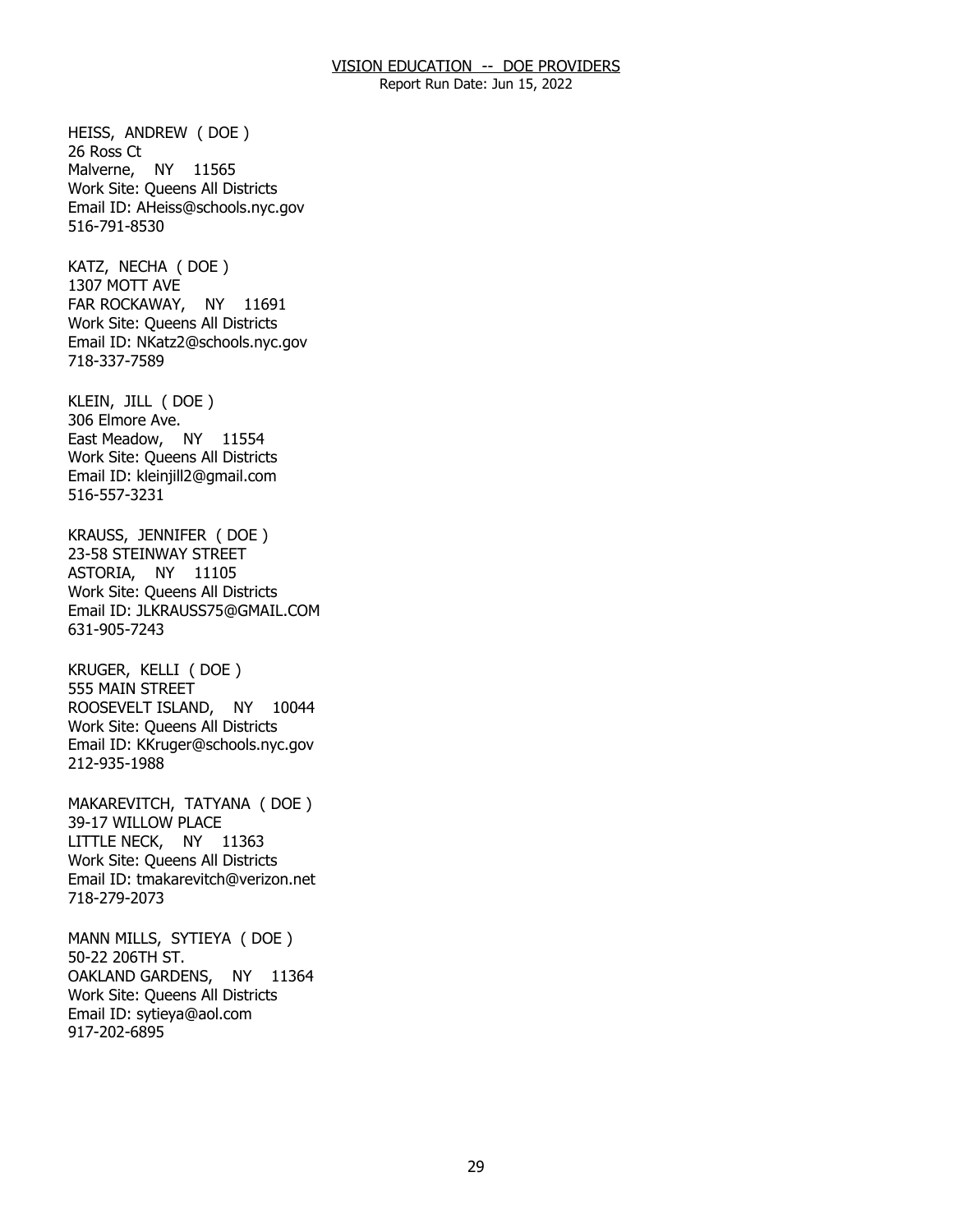VISION EDUCATION -- DOE PROVIDERS

Report Run Date: Jun 15, 2022

HEISS, ANDREW ( DOE )
26 Ross Ct
Malverne, NY 11565
Work Site: Queens All Districts
Email ID: AHeiss@schools.nyc.gov
516-791-8530

KATZ, NECHA ( DOE )
1307 MOTT AVE
FAR ROCKAWAY, NY 11691
Work Site: Queens All Districts
Email ID: NKatz2@schools.nyc.gov
718-337-7589

KLEIN, JILL ( DOE )
306 Elmore Ave.
East Meadow, NY 11554
Work Site: Queens All Districts
Email ID: kleinjill2@gmail.com
516-557-3231

KRAUSS, JENNIFER ( DOE )
23-58 STEINWAY STREET
ASTORIA, NY 11105
Work Site: Queens All Districts
Email ID: JLKRAUSS75@GMAIL.COM
631-905-7243

KRUGER, KELLI ( DOE )
555 MAIN STREET
ROOSEVELT ISLAND, NY 10044
Work Site: Queens All Districts
Email ID: KKruger@schools.nyc.gov
212-935-1988

MAKAREVITCH, TATYANA ( DOE )
39-17 WILLOW PLACE
LITTLE NECK, NY 11363
Work Site: Queens All Districts
Email ID: tmakarevitch@verizon.net
718-279-2073

MANN MILLS, SYTIEYA ( DOE )
50-22 206TH ST.
OAKLAND GARDENS, NY 11364
Work Site: Queens All Districts
Email ID: sytieya@aol.com
917-202-6895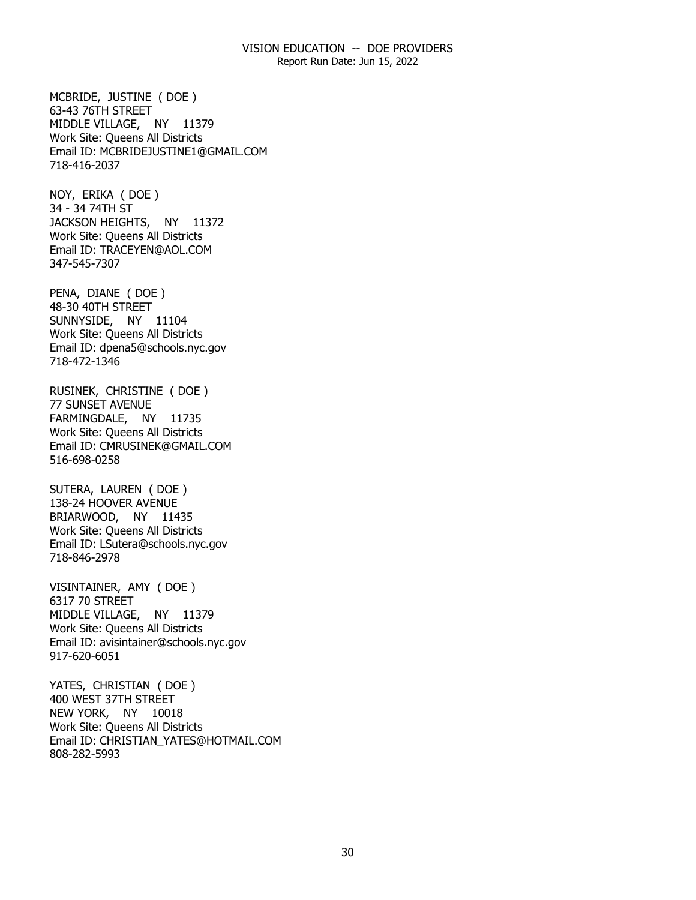MCBRIDE, JUSTINE ( DOE )
63-43 76TH STREET
MIDDLE VILLAGE, NY 11379
Work Site: Queens All Districts
Email ID: MCBRIDEJUSTINE1@GMAIL.COM
718-416-2037

NOY, ERIKA ( DOE )
34 - 34 74TH ST
JACKSON HEIGHTS, NY 11372
Work Site: Queens All Districts
Email ID: TRACEYEN@AOL.COM
347-545-7307

PENA, DIANE ( DOE )
48-30 40TH STREET
SUNNYSIDE, NY 11104
Work Site: Queens All Districts
Email ID: dpena5@schools.nyc.gov
718-472-1346

RUSINEK, CHRISTINE ( DOE )
77 SUNSET AVENUE
FARMINGDALE, NY 11735
Work Site: Queens All Districts
Email ID: CMRUSINEK@GMAIL.COM
516-698-0258

SUTERA, LAUREN ( DOE )
138-24 HOOVER AVENUE
BRIARWOOD, NY 11435
Work Site: Queens All Districts
Email ID: LSutera@schools.nyc.gov
718-846-2978

VISINTAINER, AMY ( DOE )
6317 70 STREET
MIDDLE VILLAGE, NY 11379
Work Site: Queens All Districts
Email ID: avisintainer@schools.nyc.gov
917-620-6051

YATES, CHRISTIAN ( DOE )
400 WEST 37TH STREET
NEW YORK, NY 10018
Work Site: Queens All Districts
Email ID: CHRISTIAN_YATES@HOTMAIL.COM
808-282-5993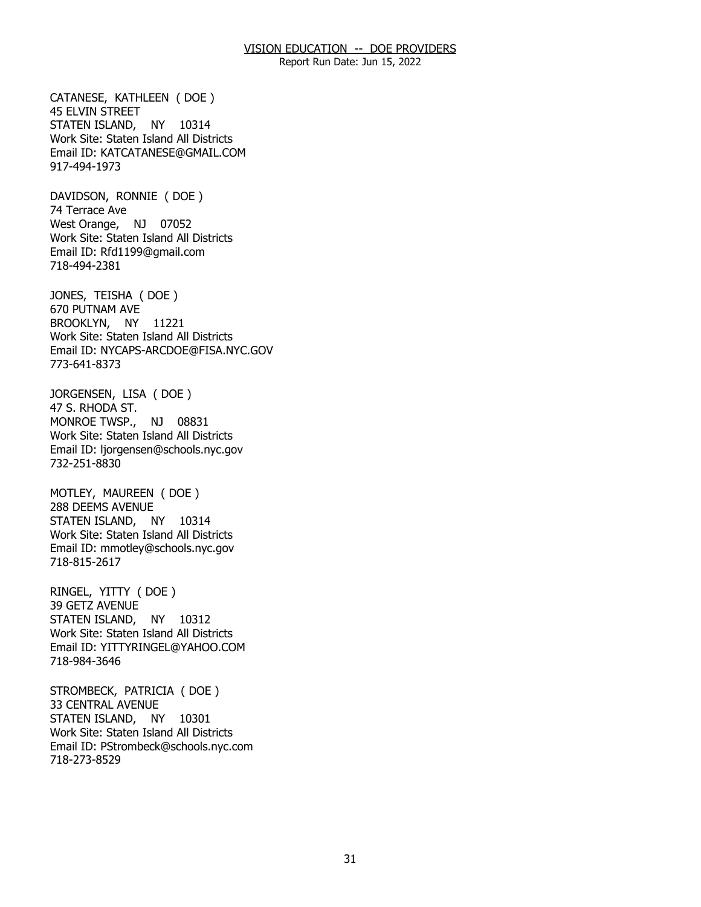VISION EDUCATION -- DOE PROVIDERS
Report Run Date: Jun 15, 2022

CATANESE, KATHLEEN ( DOE )
45 ELVIN STREET
STATEN ISLAND, NY 10314
Work Site: Staten Island All Districts
Email ID: KATCATANESE@GMAIL.COM
917-494-1973

DAVIDSON, RONNIE ( DOE )
74 Terrace Ave
West Orange, NJ 07052
Work Site: Staten Island All Districts
Email ID: Rfd1199@gmail.com
718-494-2381

JONES, TEISHA ( DOE )
670 PUTNAM AVE
BROOKLYN, NY 11221
Work Site: Staten Island All Districts
Email ID: NYCAPS-ARCDOE@FISA.NYC.GOV
773-641-8373

JORGENSEN, LISA ( DOE )
47 S. RHODA ST.
MONROE TWSP., NJ 08831
Work Site: Staten Island All Districts
Email ID: ljorgensen@schools.nyc.gov
732-251-8830

MOTLEY, MAUREEN ( DOE )
288 DEEMS AVENUE
STATEN ISLAND, NY 10314
Work Site: Staten Island All Districts
Email ID: mmotley@schools.nyc.gov
718-815-2617

RINGEL, YITTY ( DOE )
39 GETZ AVENUE
STATEN ISLAND, NY 10312
Work Site: Staten Island All Districts
Email ID: YITTYRINGEL@YAHOO.COM
718-984-3646

STROMBECK, PATRICIA ( DOE )
33 CENTRAL AVENUE
STATEN ISLAND, NY 10301
Work Site: Staten Island All Districts
Email ID: PStrombeck@schools.nyc.com
718-273-8529